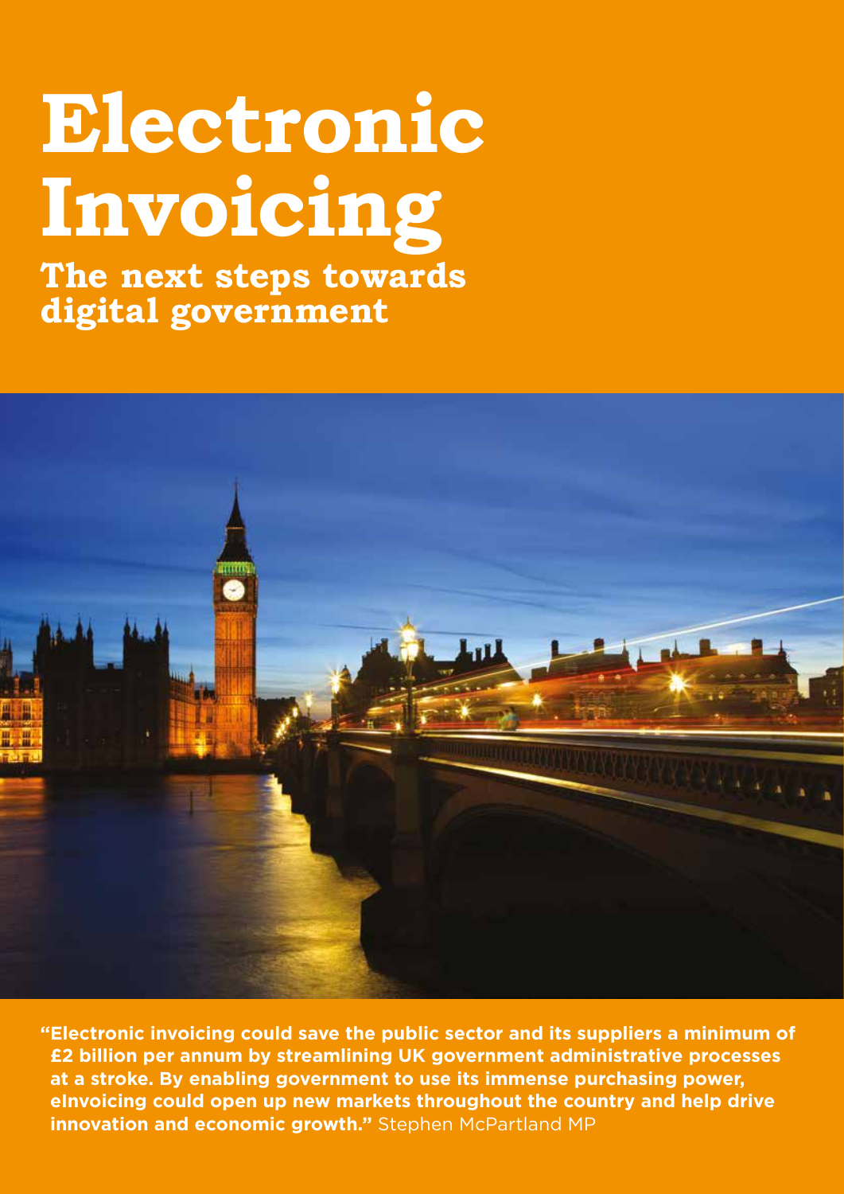# Electronic Invoicing

## The next steps towards digital government

**"Electronic invoicing could save the public sector and its suppliers a minimum of £2 billion per annum by streamlining UK government administrative processes at a stroke. By enabling government to use its immense purchasing power, eInvoicing could open up new markets throughout the country and help drive innovation and economic growth."** Stephen McPartland MP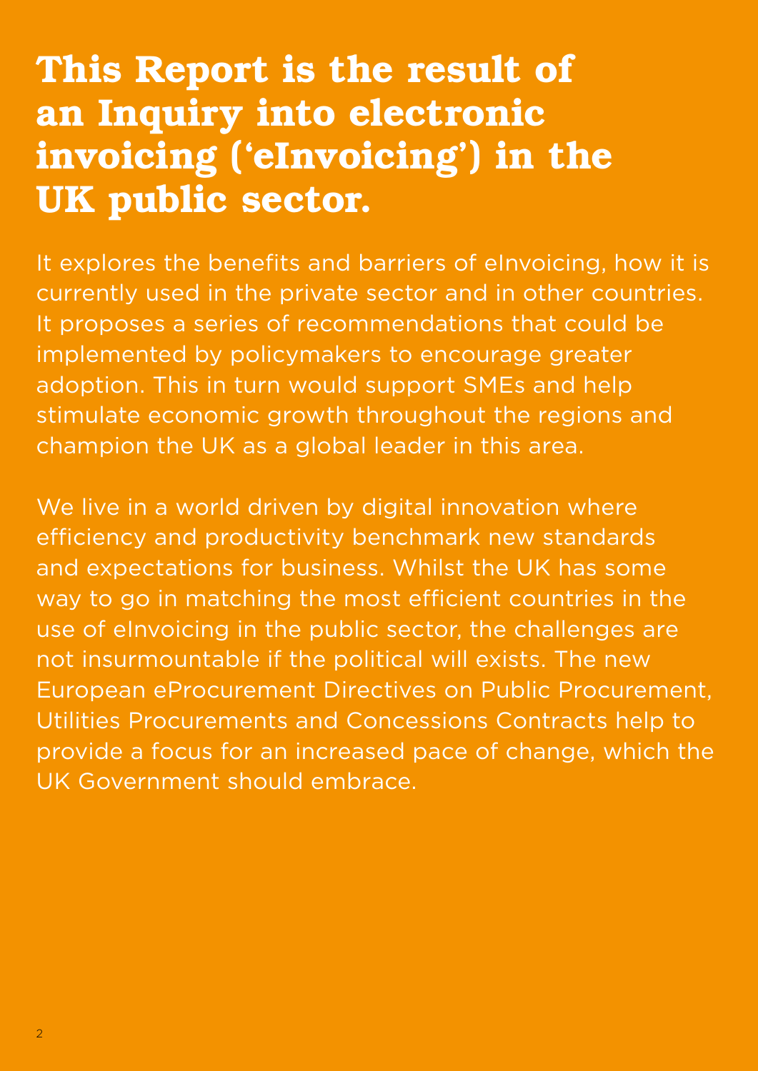# This Report is the result of an Inquiry into electronic invoicing ('eInvoicing') in the UK public sector.

It explores the benefits and barriers of eInvoicing, how it is currently used in the private sector and in other countries. It proposes a series of recommendations that could be implemented by policymakers to encourage greater adoption. This in turn would support SMEs and help stimulate economic growth throughout the regions and champion the UK as a global leader in this area.

We live in a world driven by digital innovation where efficiency and productivity benchmark new standards and expectations for business. Whilst the UK has some way to go in matching the most efficient countries in the use of eInvoicing in the public sector, the challenges are not insurmountable if the political will exists. The new European eProcurement Directives on Public Procurement, Utilities Procurements and Concessions Contracts help to provide a focus for an increased pace of change, which the UK Government should embrace.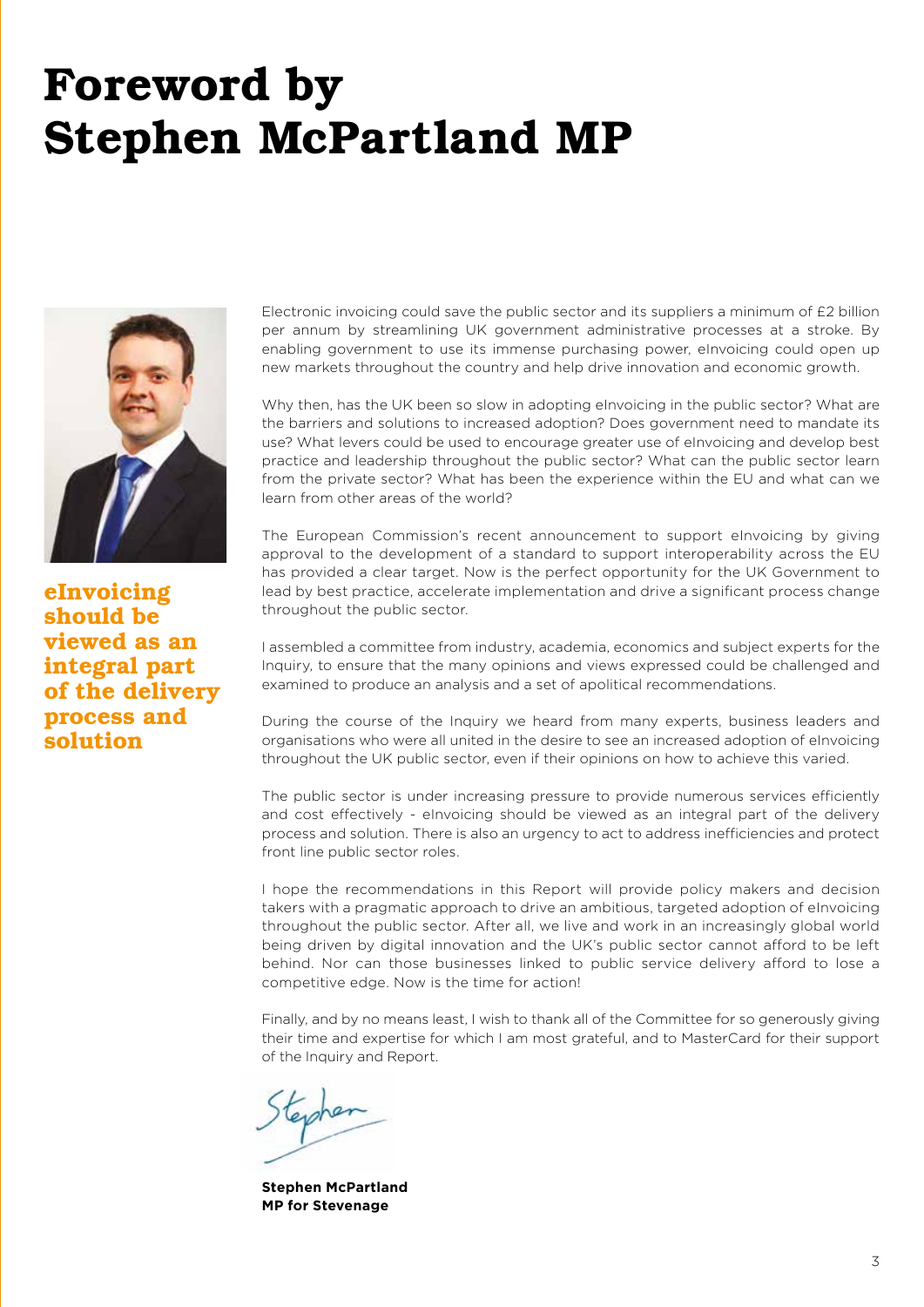# Foreword by Stephen McPartland MP

**eInvoicing should be viewed as an integral part of the delivery process and solution**

Electronic invoicing could save the public sector and its suppliers a minimum of £2 billion per annum by streamlining UK government administrative processes at a stroke. By enabling government to use its immense purchasing power, eInvoicing could open up new markets throughout the country and help drive innovation and economic growth.

Why then, has the UK been so slow in adopting eInvoicing in the public sector? What are the barriers and solutions to increased adoption? Does government need to mandate its use? What levers could be used to encourage greater use of eInvoicing and develop best practice and leadership throughout the public sector? What can the public sector learn from the private sector? What has been the experience within the EU and what can we learn from other areas of the world?

The European Commission's recent announcement to support eInvoicing by giving approval to the development of a standard to support interoperability across the EU has provided a clear target. Now is the perfect opportunity for the UK Government to lead by best practice, accelerate implementation and drive a significant process change throughout the public sector.

I assembled a committee from industry, academia, economics and subject experts for the Inquiry, to ensure that the many opinions and views expressed could be challenged and examined to produce an analysis and a set of apolitical recommendations.

During the course of the Inquiry we heard from many experts, business leaders and organisations who were all united in the desire to see an increased adoption of eInvoicing throughout the UK public sector, even if their opinions on how to achieve this varied.

The public sector is under increasing pressure to provide numerous services efficiently and cost effectively - eInvoicing should be viewed as an integral part of the delivery process and solution. There is also an urgency to act to address inefficiencies and protect front line public sector roles.

I hope the recommendations in this Report will provide policy makers and decision takers with a pragmatic approach to drive an ambitious, targeted adoption of eInvoicing throughout the public sector. After all, we live and work in an increasingly global world being driven by digital innovation and the UK's public sector cannot afford to be left behind. Nor can those businesses linked to public service delivery afford to lose a competitive edge. Now is the time for action!

Finally, and by no means least, I wish to thank all of the Committee for so generously giving their time and expertise for which I am most grateful, and to MasterCard for their support of the Inquiry and Report.

Stephen

**Stephen McPartland**
**MP for Stevenage**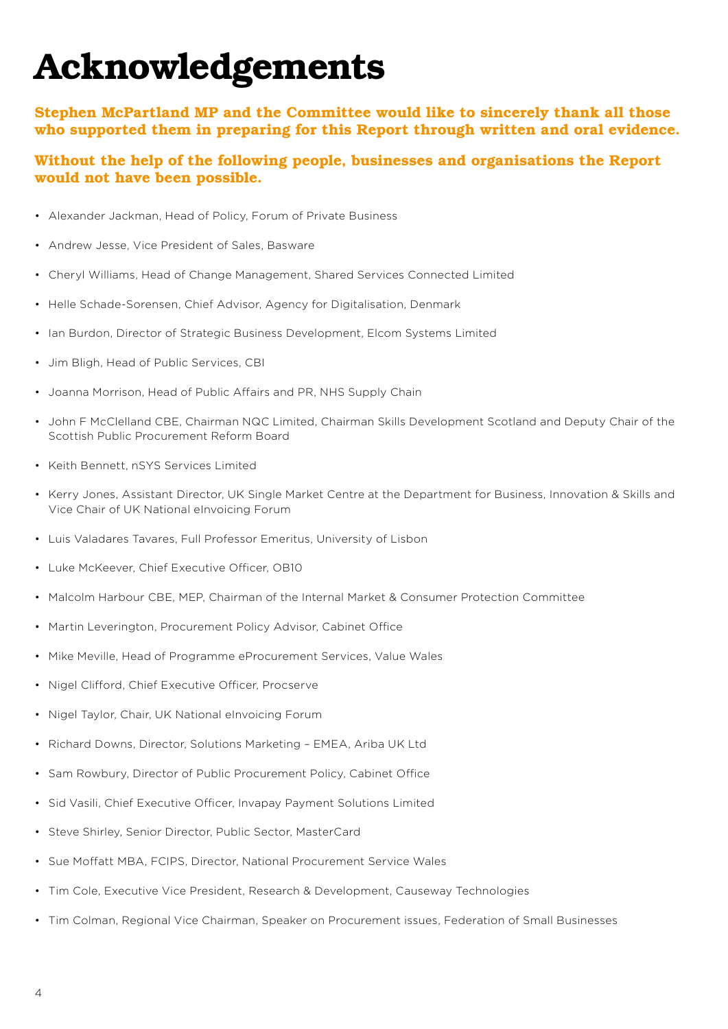# Acknowledgements

**Stephen McPartland MP and the Committee would like to sincerely thank all those who supported them in preparing for this Report through written and oral evidence.**

**Without the help of the following people, businesses and organisations the Report would not have been possible.**

- Alexander Jackman, Head of Policy, Forum of Private Business
- Andrew Jesse, Vice President of Sales, Basware
- Cheryl Williams, Head of Change Management, Shared Services Connected Limited
- Helle Schade-Sorensen, Chief Advisor, Agency for Digitalisation, Denmark
- Ian Burdon, Director of Strategic Business Development, Elcom Systems Limited
- Jim Bligh, Head of Public Services, CBI
- Joanna Morrison, Head of Public Affairs and PR, NHS Supply Chain
- John F McClelland CBE, Chairman NQC Limited, Chairman Skills Development Scotland and Deputy Chair of the Scottish Public Procurement Reform Board
- Keith Bennett, nSYS Services Limited
- Kerry Jones, Assistant Director, UK Single Market Centre at the Department for Business, Innovation & Skills and Vice Chair of UK National eInvoicing Forum
- Luis Valadares Tavares, Full Professor Emeritus, University of Lisbon
- Luke McKeever, Chief Executive Officer, OB10
- Malcolm Harbour CBE, MEP, Chairman of the Internal Market & Consumer Protection Committee
- Martin Leverington, Procurement Policy Advisor, Cabinet Office
- Mike Meville, Head of Programme eProcurement Services, Value Wales
- Nigel Clifford, Chief Executive Officer, Procserve
- Nigel Taylor, Chair, UK National eInvoicing Forum
- Richard Downs, Director, Solutions Marketing – EMEA, Ariba UK Ltd
- Sam Rowbury, Director of Public Procurement Policy, Cabinet Office
- Sid Vasili, Chief Executive Officer, Invapay Payment Solutions Limited
- Steve Shirley, Senior Director, Public Sector, MasterCard
- Sue Moffatt MBA, FCIPS, Director, National Procurement Service Wales
- Tim Cole, Executive Vice President, Research & Development, Causeway Technologies
- Tim Colman, Regional Vice Chairman, Speaker on Procurement issues, Federation of Small Businesses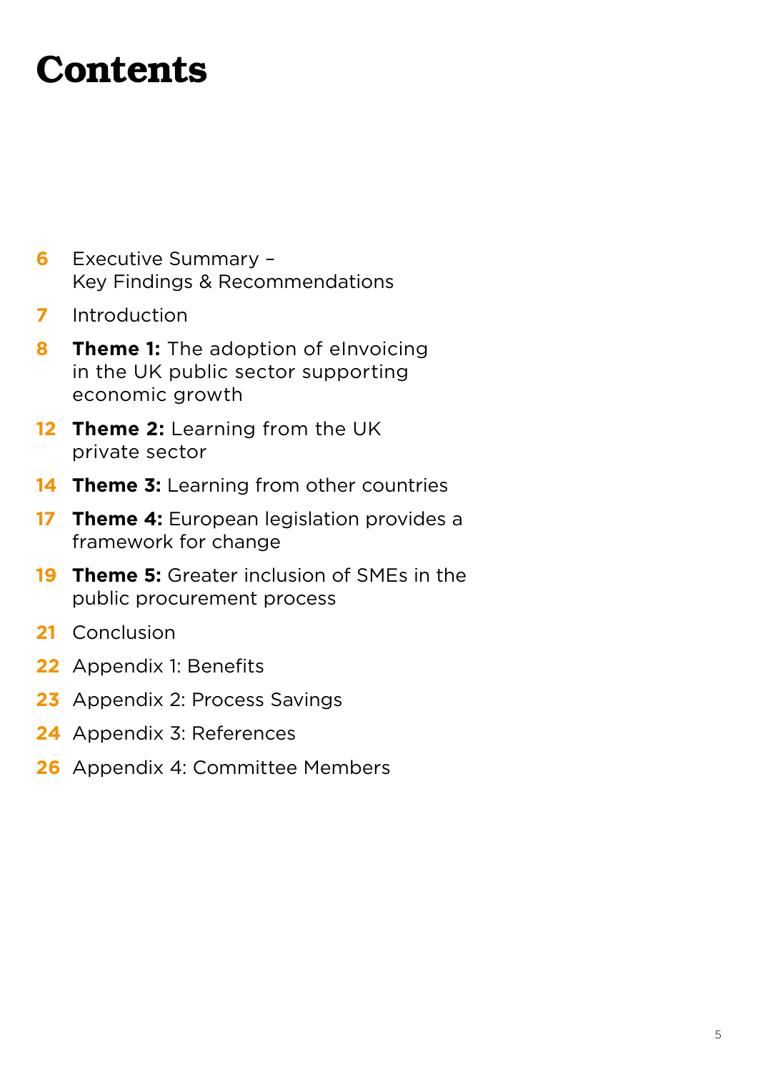# Contents

**6** Executive Summary – Key Findings & Recommendations

**7** Introduction

**8** **Theme 1:** The adoption of eInvoicing in the UK public sector supporting economic growth

**12** **Theme 2:** Learning from the UK private sector

**14** **Theme 3:** Learning from other countries

**17** **Theme 4:** European legislation provides a framework for change

**19** **Theme 5:** Greater inclusion of SMEs in the public procurement process

**21** Conclusion

**22** Appendix 1: Benefits

**23** Appendix 2: Process Savings

**24** Appendix 3: References

**26** Appendix 4: Committee Members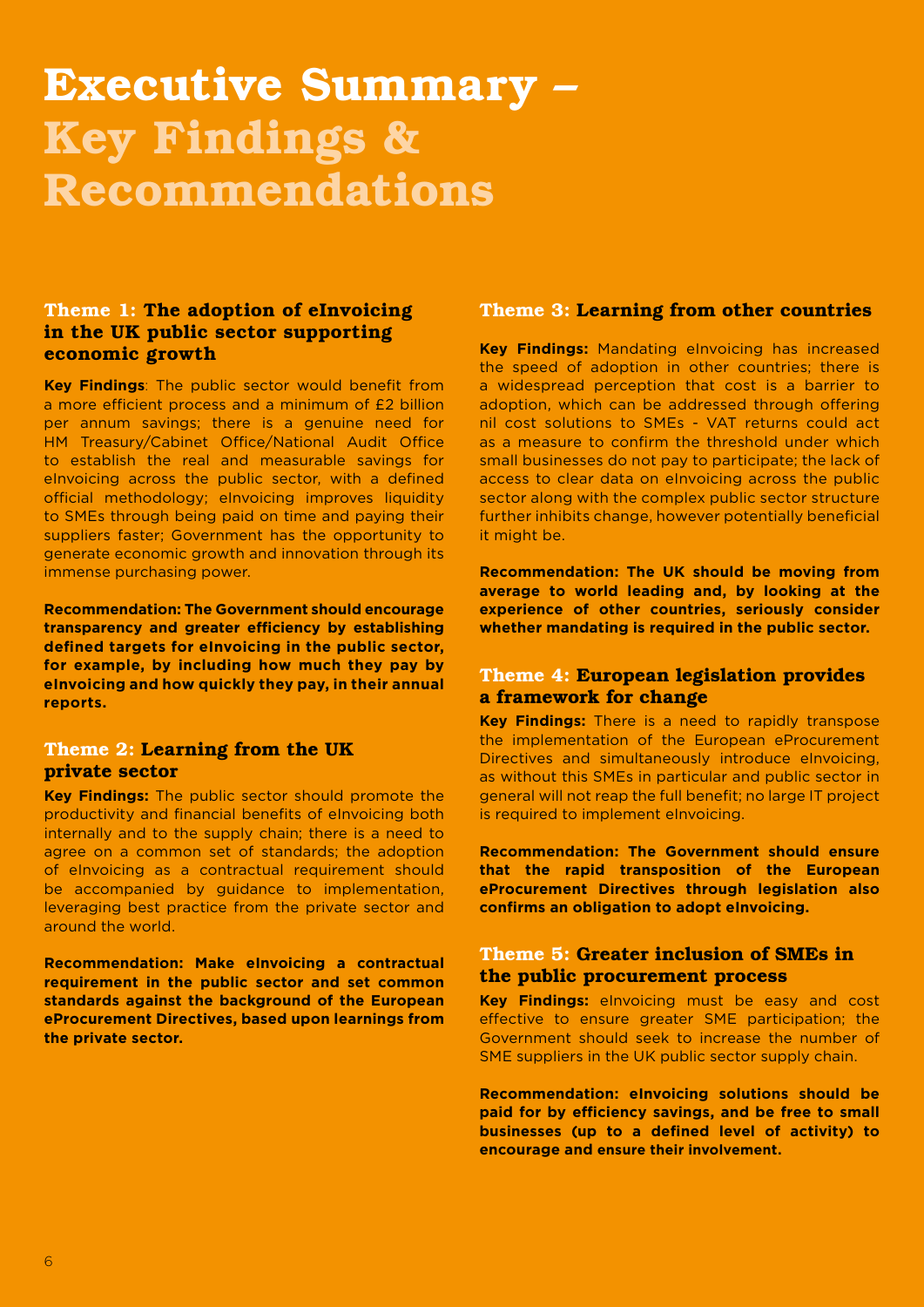# Executive Summary – Key Findings & Recommendations

### Theme 1: The adoption of eInvoicing in the UK public sector supporting economic growth

**Key Findings**: The public sector would benefit from a more efficient process and a minimum of £2 billion per annum savings; there is a genuine need for HM Treasury/Cabinet Office/National Audit Office to establish the real and measurable savings for eInvoicing across the public sector, with a defined official methodology; eInvoicing improves liquidity to SMEs through being paid on time and paying their suppliers faster; Government has the opportunity to generate economic growth and innovation through its immense purchasing power.

**Recommendation: The Government should encourage transparency and greater efficiency by establishing defined targets for eInvoicing in the public sector, for example, by including how much they pay by eInvoicing and how quickly they pay, in their annual reports.**

### Theme 2: Learning from the UK private sector

**Key Findings:** The public sector should promote the productivity and financial benefits of eInvoicing both internally and to the supply chain; there is a need to agree on a common set of standards; the adoption of eInvoicing as a contractual requirement should be accompanied by guidance to implementation, leveraging best practice from the private sector and around the world.

**Recommendation: Make eInvoicing a contractual requirement in the public sector and set common standards against the background of the European eProcurement Directives, based upon learnings from the private sector.**

### Theme 3: Learning from other countries

**Key Findings:** Mandating eInvoicing has increased the speed of adoption in other countries; there is a widespread perception that cost is a barrier to adoption, which can be addressed through offering nil cost solutions to SMEs - VAT returns could act as a measure to confirm the threshold under which small businesses do not pay to participate; the lack of access to clear data on eInvoicing across the public sector along with the complex public sector structure further inhibits change, however potentially beneficial it might be.

**Recommendation: The UK should be moving from average to world leading and, by looking at the experience of other countries, seriously consider whether mandating is required in the public sector.**

### Theme 4: European legislation provides a framework for change

**Key Findings:** There is a need to rapidly transpose the implementation of the European eProcurement Directives and simultaneously introduce eInvoicing, as without this SMEs in particular and public sector in general will not reap the full benefit; no large IT project is required to implement eInvoicing.

**Recommendation: The Government should ensure that the rapid transposition of the European eProcurement Directives through legislation also confirms an obligation to adopt eInvoicing.**

### Theme 5: Greater inclusion of SMEs in the public procurement process

**Key Findings:** eInvoicing must be easy and cost effective to ensure greater SME participation; the Government should seek to increase the number of SME suppliers in the UK public sector supply chain.

**Recommendation: eInvoicing solutions should be paid for by efficiency savings, and be free to small businesses (up to a defined level of activity) to encourage and ensure their involvement.**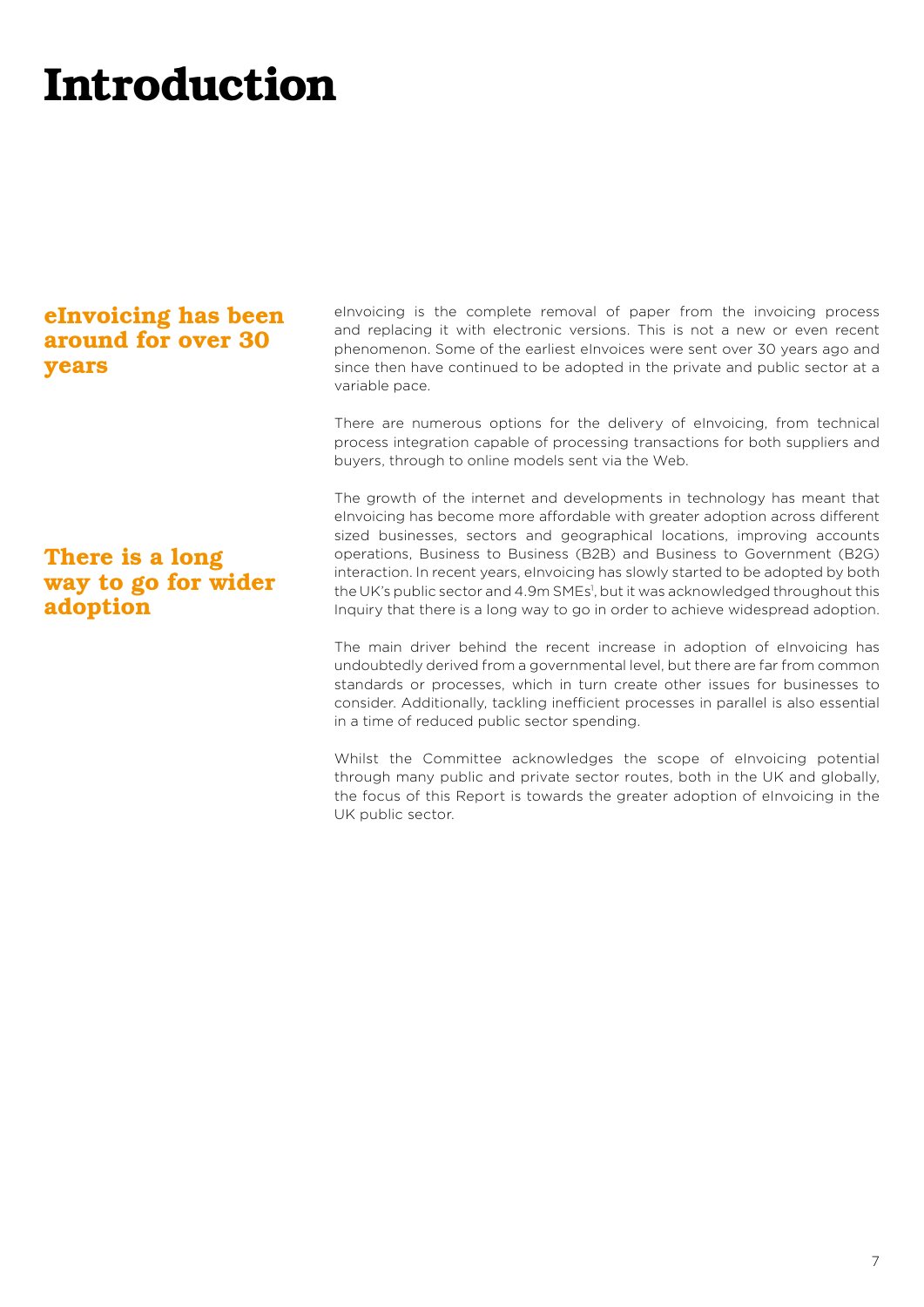# Introduction

**eInvoicing has been around for over 30 years**

eInvoicing is the complete removal of paper from the invoicing process and replacing it with electronic versions. This is not a new or even recent phenomenon. Some of the earliest eInvoices were sent over 30 years ago and since then have continued to be adopted in the private and public sector at a variable pace.

There are numerous options for the delivery of eInvoicing, from technical process integration capable of processing transactions for both suppliers and buyers, through to online models sent via the Web.

**There is a long way to go for wider adoption**

The growth of the internet and developments in technology has meant that eInvoicing has become more affordable with greater adoption across different sized businesses, sectors and geographical locations, improving accounts operations, Business to Business (B2B) and Business to Government (B2G) interaction. In recent years, eInvoicing has slowly started to be adopted by both the UK's public sector and 4.9m SMEs[i], but it was acknowledged throughout this Inquiry that there is a long way to go in order to achieve widespread adoption.

The main driver behind the recent increase in adoption of eInvoicing has undoubtedly derived from a governmental level, but there are far from common standards or processes, which in turn create other issues for businesses to consider. Additionally, tackling inefficient processes in parallel is also essential in a time of reduced public sector spending.

Whilst the Committee acknowledges the scope of eInvoicing potential through many public and private sector routes, both in the UK and globally, the focus of this Report is towards the greater adoption of eInvoicing in the UK public sector.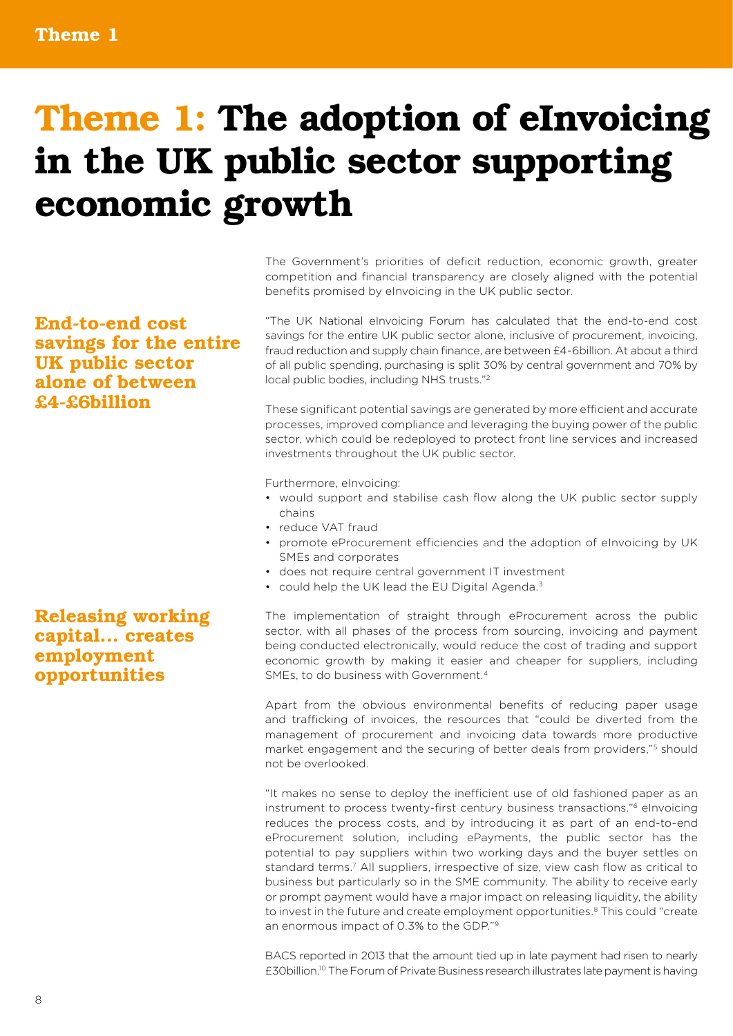# Theme 1: The adoption of eInvoicing in the UK public sector supporting economic growth

The Government's priorities of deficit reduction, economic growth, greater competition and financial transparency are closely aligned with the potential benefits promised by eInvoicing in the UK public sector.

**End-to-end cost savings for the entire UK public sector alone of between £4-£6billion**

"The UK National eInvoicing Forum has calculated that the end-to-end cost savings for the entire UK public sector alone, inclusive of procurement, invoicing, fraud reduction and supply chain finance, are between £4-6billion. At about a third of all public spending, purchasing is split 30% by central government and 70% by local public bodies, including NHS trusts."[2]

These significant potential savings are generated by more efficient and accurate processes, improved compliance and leveraging the buying power of the public sector, which could be redeployed to protect front line services and increased investments throughout the UK public sector.

Furthermore, eInvoicing:

- would support and stabilise cash flow along the UK public sector supply chains
- reduce VAT fraud
- promote eProcurement efficiencies and the adoption of eInvoicing by UK SMEs and corporates
- does not require central government IT investment
- could help the UK lead the EU Digital Agenda.[3]

**Releasing working capital... creates employment opportunities**

The implementation of straight through eProcurement across the public sector, with all phases of the process from sourcing, invoicing and payment being conducted electronically, would reduce the cost of trading and support economic growth by making it easier and cheaper for suppliers, including SMEs, to do business with Government.[4]

Apart from the obvious environmental benefits of reducing paper usage and trafficking of invoices, the resources that "could be diverted from the management of procurement and invoicing data towards more productive market engagement and the securing of better deals from providers,"[5] should not be overlooked.

"It makes no sense to deploy the inefficient use of old fashioned paper as an instrument to process twenty-first century business transactions."[6] eInvoicing reduces the process costs, and by introducing it as part of an end-to-end eProcurement solution, including ePayments, the public sector has the potential to pay suppliers within two working days and the buyer settles on standard terms.[7] All suppliers, irrespective of size, view cash flow as critical to business but particularly so in the SME community. The ability to receive early or prompt payment would have a major impact on releasing liquidity, the ability to invest in the future and create employment opportunities.[8] This could "create an enormous impact of 0.3% to the GDP."[9]

BACS reported in 2013 that the amount tied up in late payment had risen to nearly £30billion.[10] The Forum of Private Business research illustrates late payment is having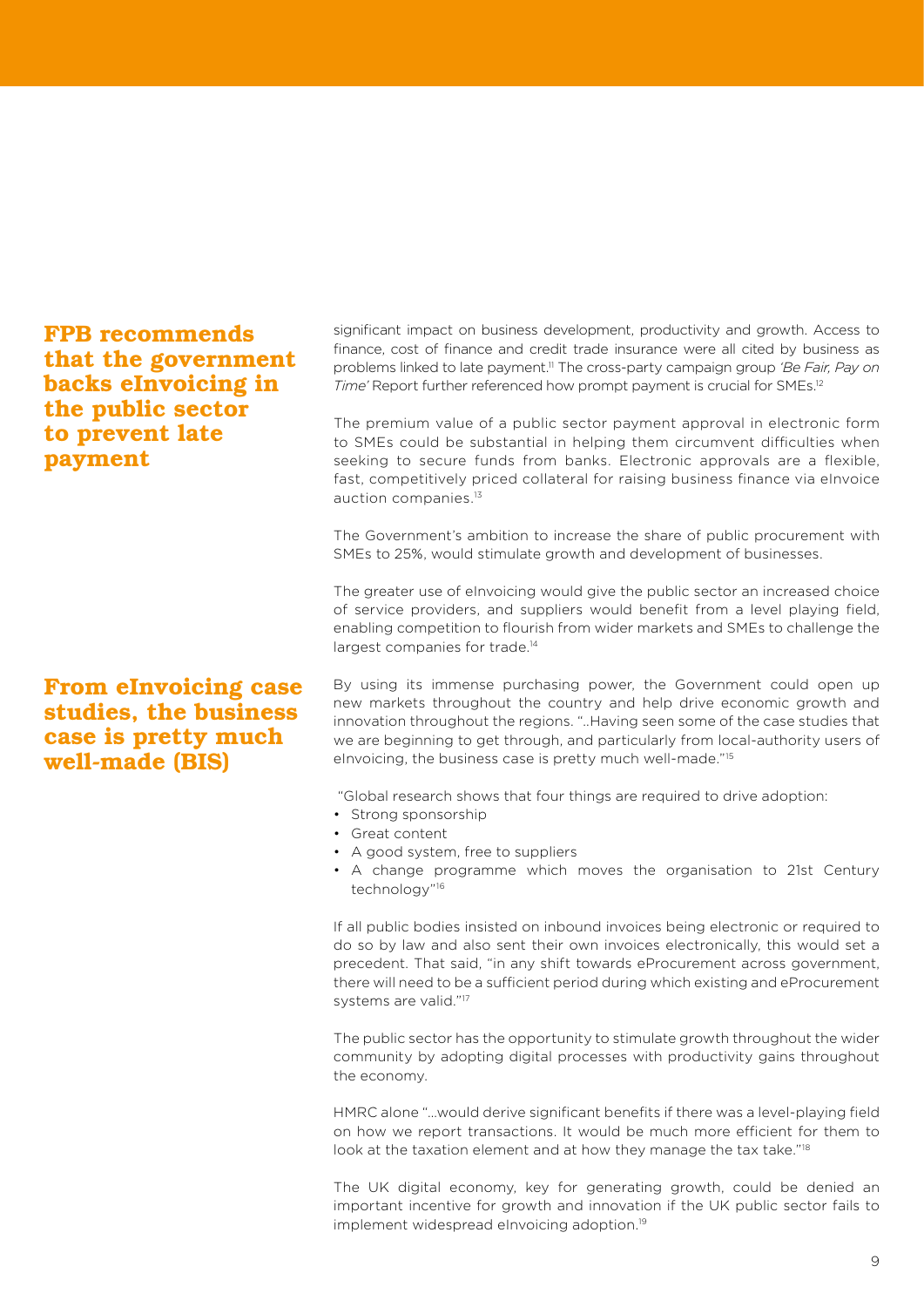## FPB recommends that the government backs eInvoicing in the public sector to prevent late payment

significant impact on business development, productivity and growth. Access to finance, cost of finance and credit trade insurance were all cited by business as problems linked to late payment.[11] The cross-party campaign group *'Be Fair, Pay on Time'* Report further referenced how prompt payment is crucial for SMEs.[12]

The premium value of a public sector payment approval in electronic form to SMEs could be substantial in helping them circumvent difficulties when seeking to secure funds from banks. Electronic approvals are a flexible, fast, competitively priced collateral for raising business finance via eInvoice auction companies.[13]

The Government's ambition to increase the share of public procurement with SMEs to 25%, would stimulate growth and development of businesses.

The greater use of eInvoicing would give the public sector an increased choice of service providers, and suppliers would benefit from a level playing field, enabling competition to flourish from wider markets and SMEs to challenge the largest companies for trade.[14]

## From eInvoicing case studies, the business case is pretty much well-made (BIS)

By using its immense purchasing power, the Government could open up new markets throughout the country and help drive economic growth and innovation throughout the regions. "..Having seen some of the case studies that we are beginning to get through, and particularly from local-authority users of eInvoicing, the business case is pretty much well-made."[15]

"Global research shows that four things are required to drive adoption:

- Strong sponsorship
- Great content
- A good system, free to suppliers
- A change programme which moves the organisation to 21st Century technology"[16]

If all public bodies insisted on inbound invoices being electronic or required to do so by law and also sent their own invoices electronically, this would set a precedent. That said, "in any shift towards eProcurement across government, there will need to be a sufficient period during which existing and eProcurement systems are valid."[17]

The public sector has the opportunity to stimulate growth throughout the wider community by adopting digital processes with productivity gains throughout the economy.

HMRC alone "...would derive significant benefits if there was a level-playing field on how we report transactions. It would be much more efficient for them to look at the taxation element and at how they manage the tax take."[18]

The UK digital economy, key for generating growth, could be denied an important incentive for growth and innovation if the UK public sector fails to implement widespread eInvoicing adoption.[19]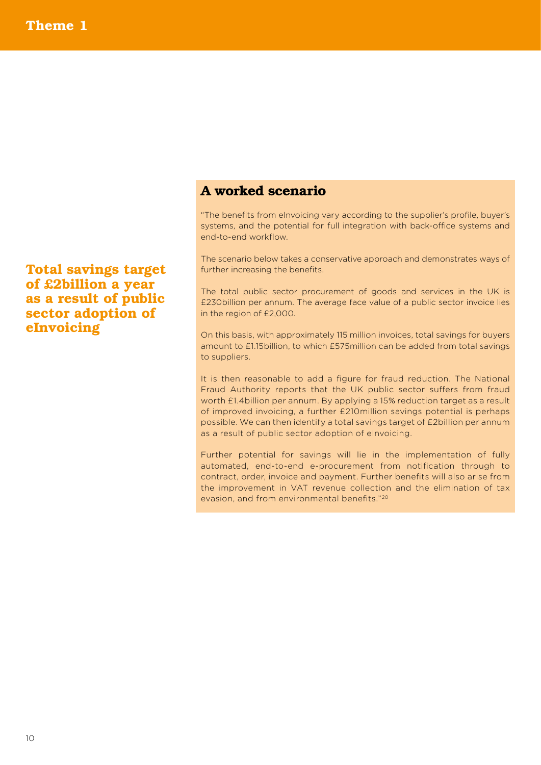# Theme 1

**Total savings target of £2billion a year as a result of public sector adoption of eInvoicing**

## A worked scenario

"The benefits from eInvoicing vary according to the supplier's profile, buyer's systems, and the potential for full integration with back-office systems and end-to-end workflow.

The scenario below takes a conservative approach and demonstrates ways of further increasing the benefits.

The total public sector procurement of goods and services in the UK is £230billion per annum. The average face value of a public sector invoice lies in the region of £2,000.

On this basis, with approximately 115 million invoices, total savings for buyers amount to £1.15billion, to which £575million can be added from total savings to suppliers.

It is then reasonable to add a figure for fraud reduction. The National Fraud Authority reports that the UK public sector suffers from fraud worth £1.4billion per annum. By applying a 15% reduction target as a result of improved invoicing, a further £210million savings potential is perhaps possible. We can then identify a total savings target of £2billion per annum as a result of public sector adoption of eInvoicing.

Further potential for savings will lie in the implementation of fully automated, end-to-end e-procurement from notification through to contract, order, invoice and payment. Further benefits will also arise from the improvement in VAT revenue collection and the elimination of tax evasion, and from environmental benefits."[20]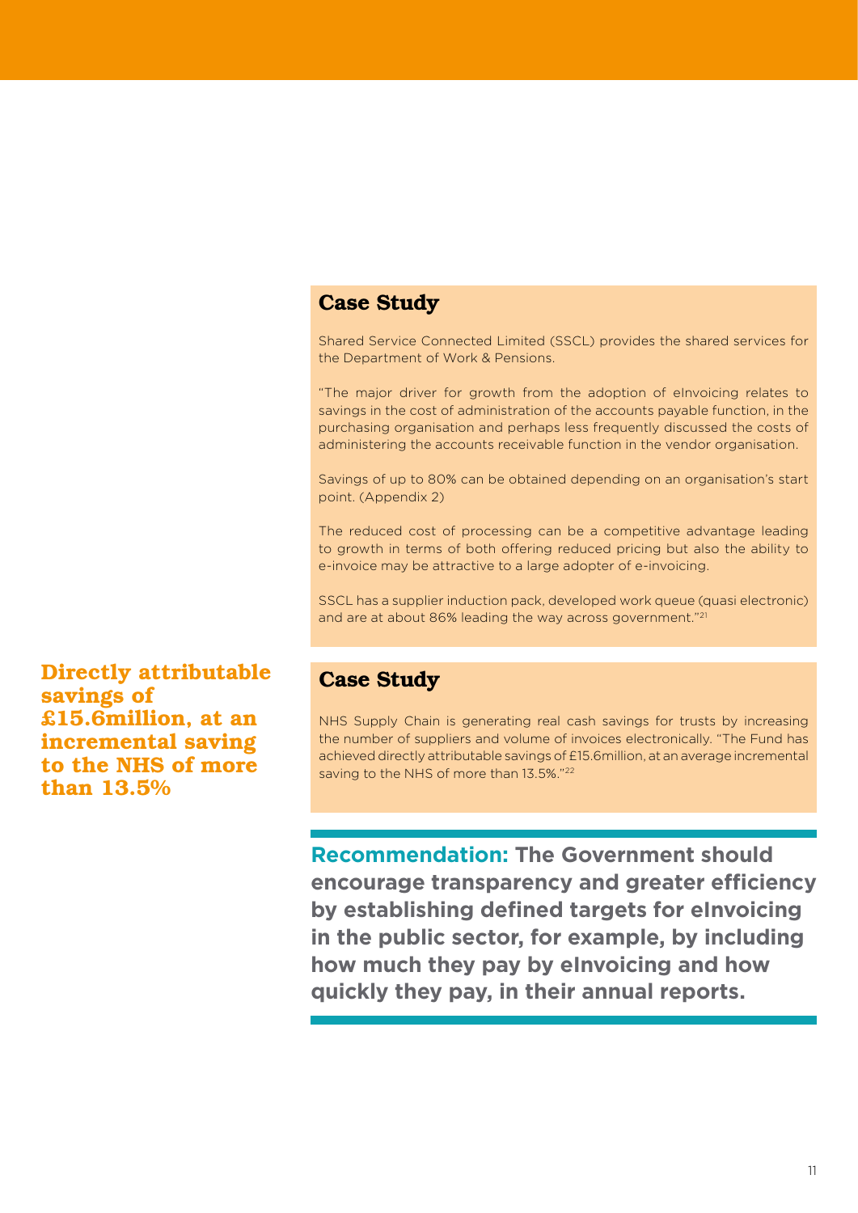## Case Study

Shared Service Connected Limited (SSCL) provides the shared services for the Department of Work & Pensions.

"The major driver for growth from the adoption of eInvoicing relates to savings in the cost of administration of the accounts payable function, in the purchasing organisation and perhaps less frequently discussed the costs of administering the accounts receivable function in the vendor organisation.

Savings of up to 80% can be obtained depending on an organisation's start point. (Appendix 2)

The reduced cost of processing can be a competitive advantage leading to growth in terms of both offering reduced pricing but also the ability to e-invoice may be attractive to a large adopter of e-invoicing.

SSCL has a supplier induction pack, developed work queue (quasi electronic) and are at about 86% leading the way across government."[21]

**Directly attributable savings of £15.6million, at an incremental saving to the NHS of more than 13.5%**

## Case Study

NHS Supply Chain is generating real cash savings for trusts by increasing the number of suppliers and volume of invoices electronically. "The Fund has achieved directly attributable savings of £15.6million, at an average incremental saving to the NHS of more than 13.5%."[22]

**Recommendation: The Government should encourage transparency and greater efficiency by establishing defined targets for eInvoicing in the public sector, for example, by including how much they pay by eInvoicing and how quickly they pay, in their annual reports.**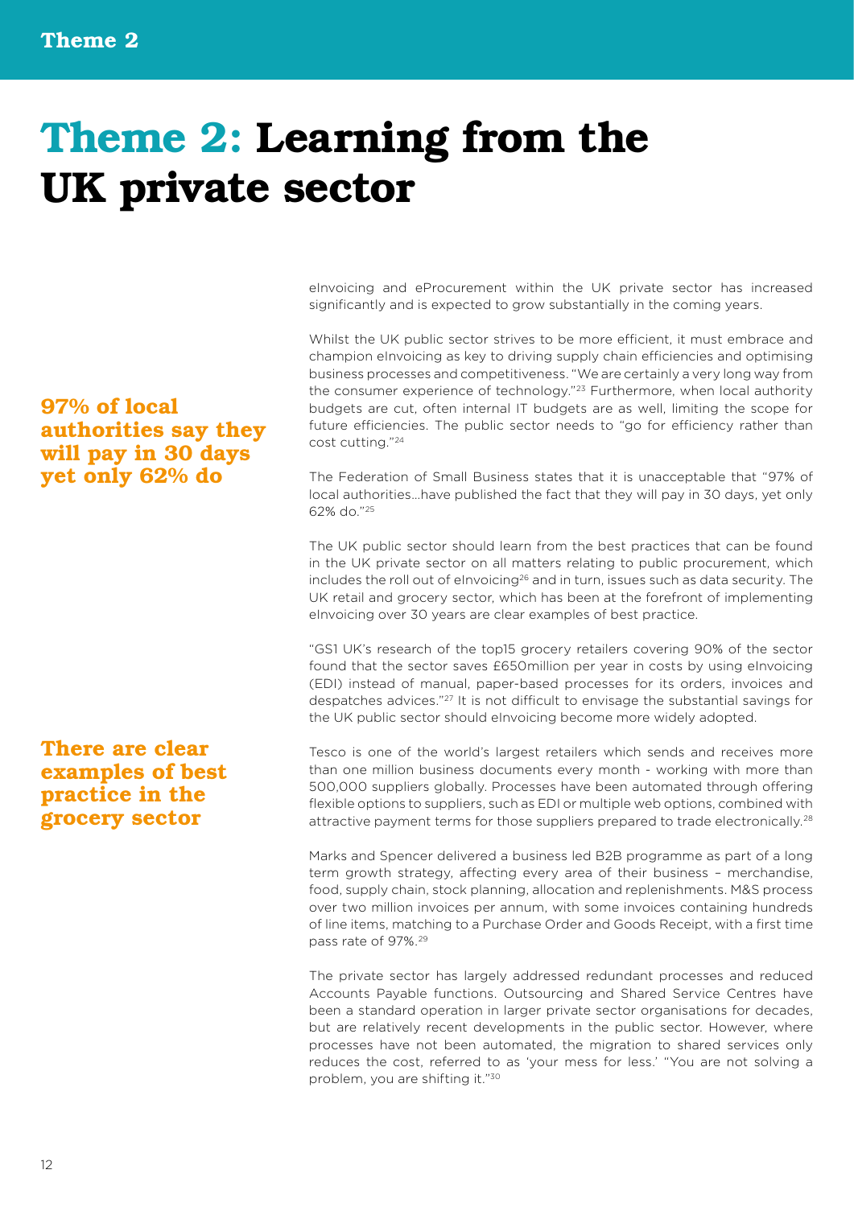# Theme 2: Learning from the UK private sector

eInvoicing and eProcurement within the UK private sector has increased significantly and is expected to grow substantially in the coming years.

Whilst the UK public sector strives to be more efficient, it must embrace and champion eInvoicing as key to driving supply chain efficiencies and optimising business processes and competitiveness. "We are certainly a very long way from the consumer experience of technology."[23] Furthermore, when local authority budgets are cut, often internal IT budgets are as well, limiting the scope for future efficiencies. The public sector needs to "go for efficiency rather than cost cutting."[24]

**97% of local authorities say they will pay in 30 days yet only 62% do**

The Federation of Small Business states that it is unacceptable that "97% of local authorities...have published the fact that they will pay in 30 days, yet only 62% do."[25]

The UK public sector should learn from the best practices that can be found in the UK private sector on all matters relating to public procurement, which includes the roll out of eInvoicing[26] and in turn, issues such as data security. The UK retail and grocery sector, which has been at the forefront of implementing eInvoicing over 30 years are clear examples of best practice.

"GS1 UK's research of the top15 grocery retailers covering 90% of the sector found that the sector saves £650million per year in costs by using eInvoicing (EDI) instead of manual, paper-based processes for its orders, invoices and despatches advices."[27] It is not difficult to envisage the substantial savings for the UK public sector should eInvoicing become more widely adopted.

**There are clear examples of best practice in the grocery sector**

Tesco is one of the world's largest retailers which sends and receives more than one million business documents every month - working with more than 500,000 suppliers globally. Processes have been automated through offering flexible options to suppliers, such as EDI or multiple web options, combined with attractive payment terms for those suppliers prepared to trade electronically.[28]

Marks and Spencer delivered a business led B2B programme as part of a long term growth strategy, affecting every area of their business – merchandise, food, supply chain, stock planning, allocation and replenishments. M&S process over two million invoices per annum, with some invoices containing hundreds of line items, matching to a Purchase Order and Goods Receipt, with a first time pass rate of 97%.[29]

The private sector has largely addressed redundant processes and reduced Accounts Payable functions. Outsourcing and Shared Service Centres have been a standard operation in larger private sector organisations for decades, but are relatively recent developments in the public sector. However, where processes have not been automated, the migration to shared services only reduces the cost, referred to as 'your mess for less.' "You are not solving a problem, you are shifting it."[30]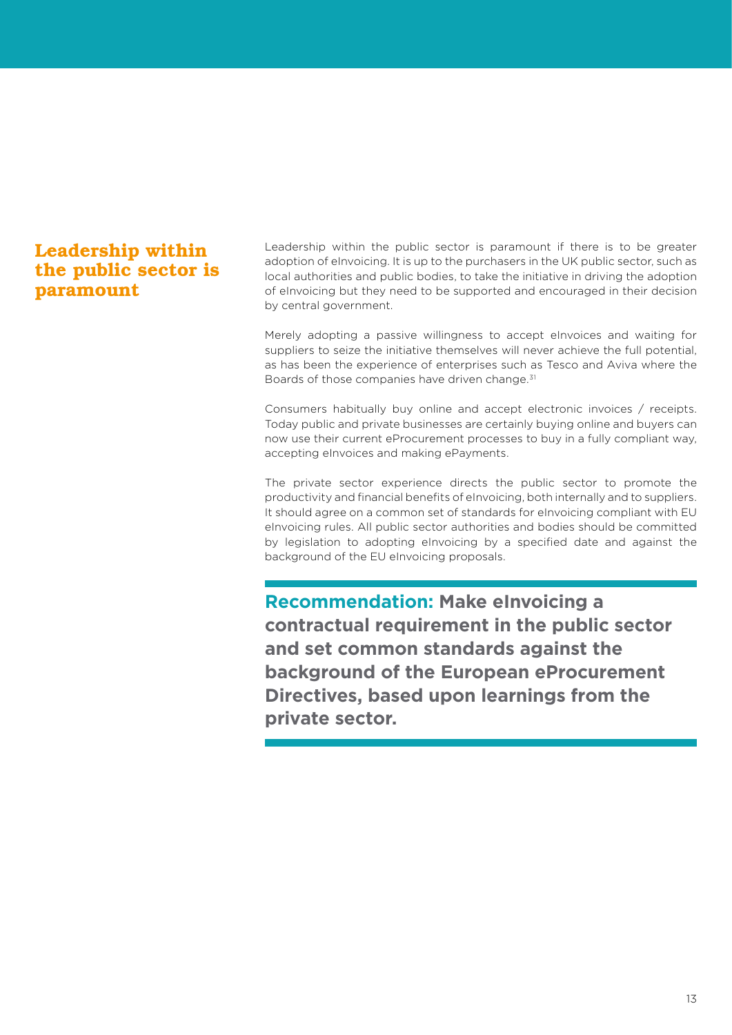## Leadership within the public sector is paramount

Leadership within the public sector is paramount if there is to be greater adoption of eInvoicing. It is up to the purchasers in the UK public sector, such as local authorities and public bodies, to take the initiative in driving the adoption of eInvoicing but they need to be supported and encouraged in their decision by central government.

Merely adopting a passive willingness to accept eInvoices and waiting for suppliers to seize the initiative themselves will never achieve the full potential, as has been the experience of enterprises such as Tesco and Aviva where the Boards of those companies have driven change.[31]

Consumers habitually buy online and accept electronic invoices / receipts. Today public and private businesses are certainly buying online and buyers can now use their current eProcurement processes to buy in a fully compliant way, accepting eInvoices and making ePayments.

The private sector experience directs the public sector to promote the productivity and financial benefits of eInvoicing, both internally and to suppliers. It should agree on a common set of standards for eInvoicing compliant with EU eInvoicing rules. All public sector authorities and bodies should be committed by legislation to adopting eInvoicing by a specified date and against the background of the EU eInvoicing proposals.

**Recommendation: Make eInvoicing a contractual requirement in the public sector and set common standards against the background of the European eProcurement Directives, based upon learnings from the private sector.**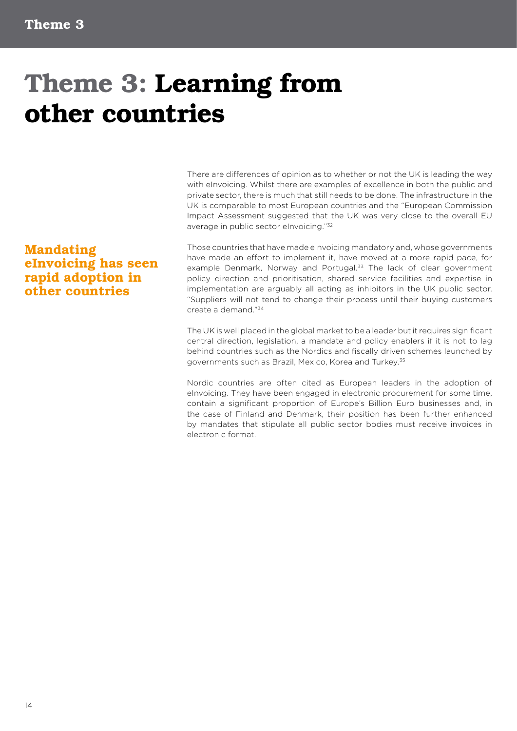# Theme 3: Learning from other countries

There are differences of opinion as to whether or not the UK is leading the way with eInvoicing. Whilst there are examples of excellence in both the public and private sector, there is much that still needs to be done. The infrastructure in the UK is comparable to most European countries and the "European Commission Impact Assessment suggested that the UK was very close to the overall EU average in public sector eInvoicing."[32]

**Mandating eInvoicing has seen rapid adoption in other countries**

Those countries that have made eInvoicing mandatory and, whose governments have made an effort to implement it, have moved at a more rapid pace, for example Denmark, Norway and Portugal.[33] The lack of clear government policy direction and prioritisation, shared service facilities and expertise in implementation are arguably all acting as inhibitors in the UK public sector. "Suppliers will not tend to change their process until their buying customers create a demand."[34]

The UK is well placed in the global market to be a leader but it requires significant central direction, legislation, a mandate and policy enablers if it is not to lag behind countries such as the Nordics and fiscally driven schemes launched by governments such as Brazil, Mexico, Korea and Turkey.[35]

Nordic countries are often cited as European leaders in the adoption of eInvoicing. They have been engaged in electronic procurement for some time, contain a significant proportion of Europe's Billion Euro businesses and, in the case of Finland and Denmark, their position has been further enhanced by mandates that stipulate all public sector bodies must receive invoices in electronic format.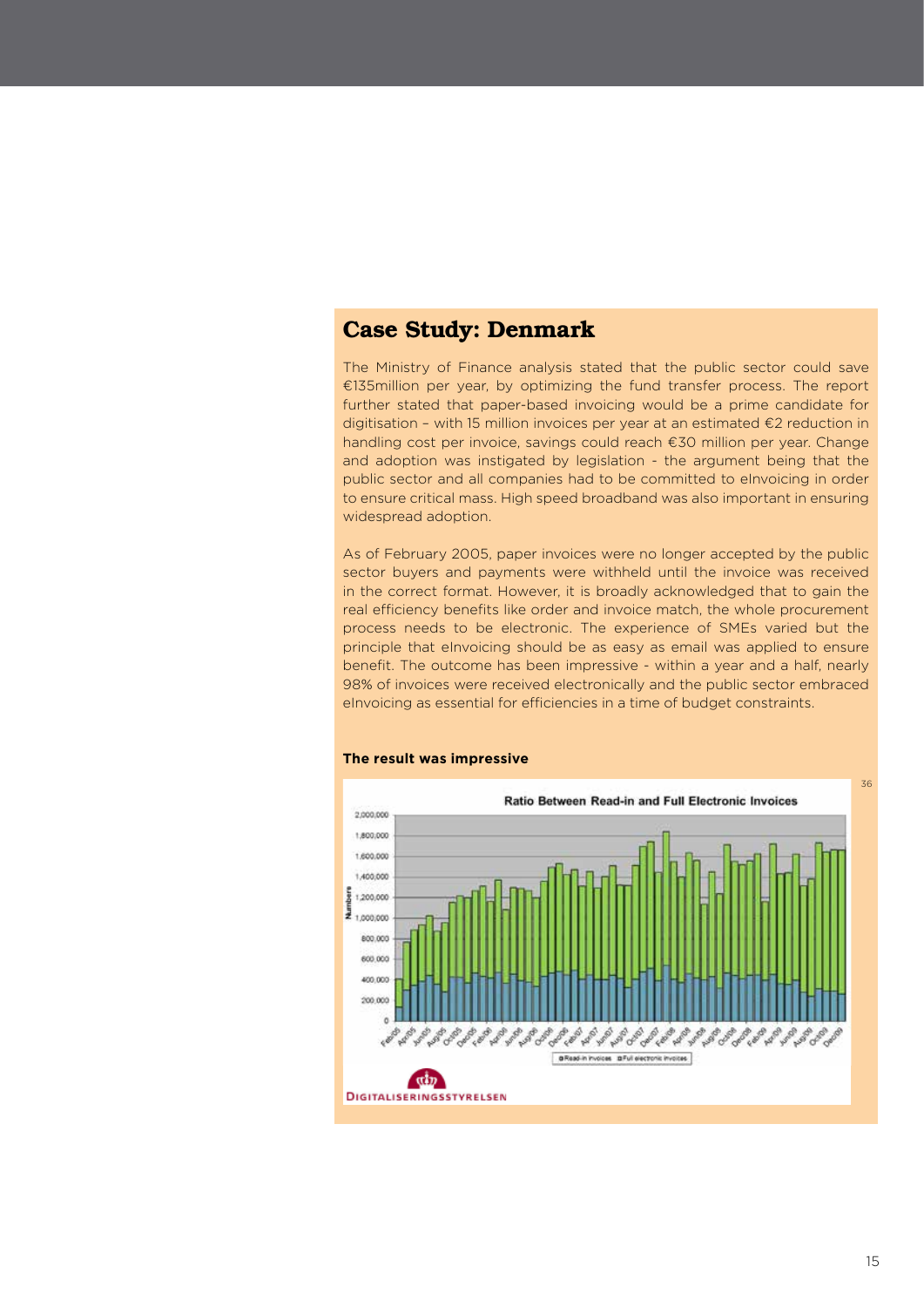## Case Study: Denmark

The Ministry of Finance analysis stated that the public sector could save €135million per year, by optimizing the fund transfer process. The report further stated that paper-based invoicing would be a prime candidate for digitisation – with 15 million invoices per year at an estimated €2 reduction in handling cost per invoice, savings could reach €30 million per year. Change and adoption was instigated by legislation - the argument being that the public sector and all companies had to be committed to eInvoicing in order to ensure critical mass. High speed broadband was also important in ensuring widespread adoption.

As of February 2005, paper invoices were no longer accepted by the public sector buyers and payments were withheld until the invoice was received in the correct format. However, it is broadly acknowledged that to gain the real efficiency benefits like order and invoice match, the whole procurement process needs to be electronic. The experience of SMEs varied but the principle that eInvoicing should be as easy as email was applied to ensure benefit. The outcome has been impressive - within a year and a half, nearly 98% of invoices were received electronically and the public sector embraced eInvoicing as essential for efficiencies in a time of budget constraints.

**The result was impressive**

36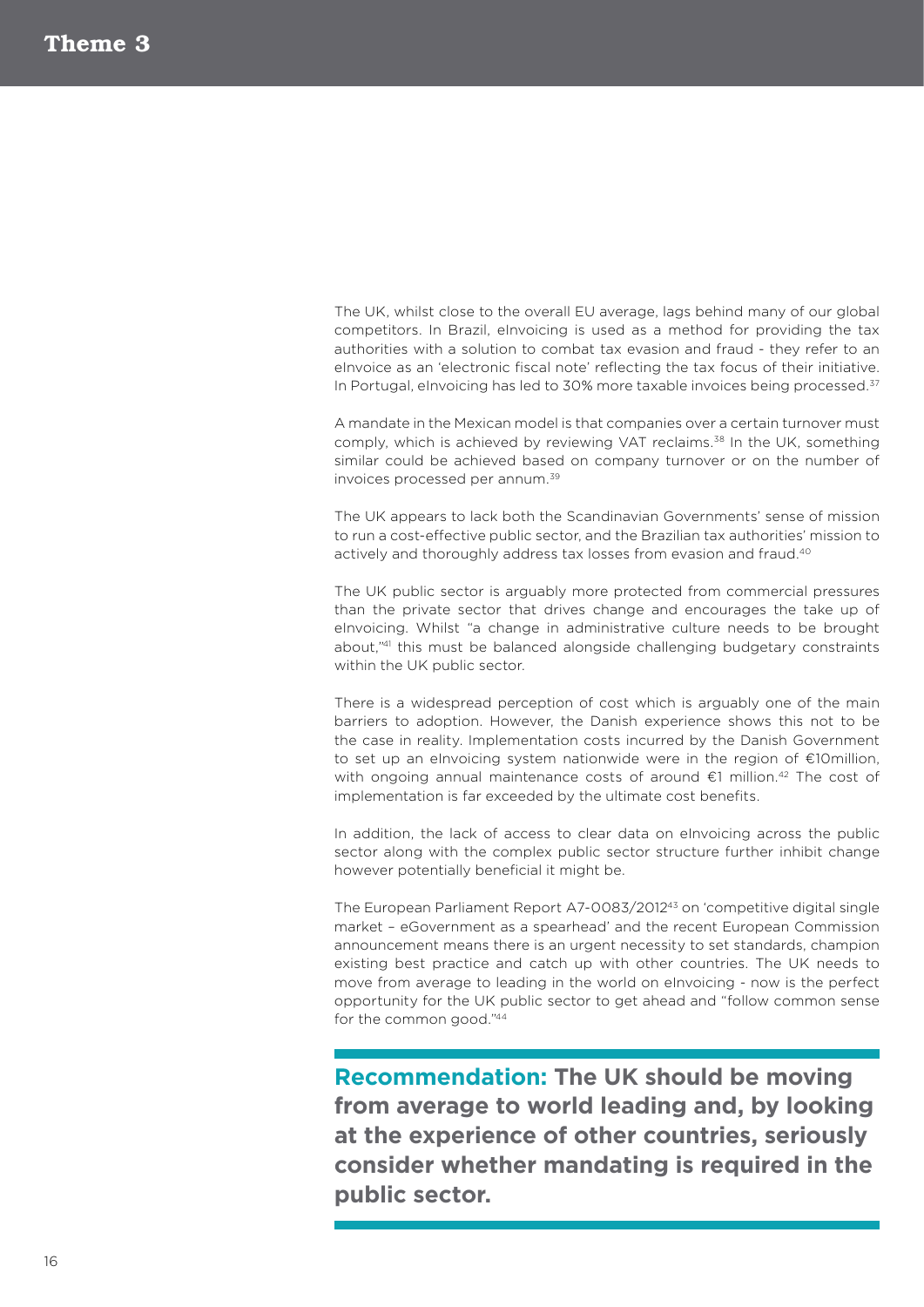# Theme 3

The UK, whilst close to the overall EU average, lags behind many of our global competitors. In Brazil, eInvoicing is used as a method for providing the tax authorities with a solution to combat tax evasion and fraud - they refer to an eInvoice as an 'electronic fiscal note' reflecting the tax focus of their initiative. In Portugal, eInvoicing has led to 30% more taxable invoices being processed.[37]

A mandate in the Mexican model is that companies over a certain turnover must comply, which is achieved by reviewing VAT reclaims.[38] In the UK, something similar could be achieved based on company turnover or on the number of invoices processed per annum.[39]

The UK appears to lack both the Scandinavian Governments' sense of mission to run a cost-effective public sector, and the Brazilian tax authorities' mission to actively and thoroughly address tax losses from evasion and fraud.[40]

The UK public sector is arguably more protected from commercial pressures than the private sector that drives change and encourages the take up of eInvoicing. Whilst "a change in administrative culture needs to be brought about,"[41] this must be balanced alongside challenging budgetary constraints within the UK public sector.

There is a widespread perception of cost which is arguably one of the main barriers to adoption. However, the Danish experience shows this not to be the case in reality. Implementation costs incurred by the Danish Government to set up an eInvoicing system nationwide were in the region of €10million, with ongoing annual maintenance costs of around €1 million.[42] The cost of implementation is far exceeded by the ultimate cost benefits.

In addition, the lack of access to clear data on eInvoicing across the public sector along with the complex public sector structure further inhibit change however potentially beneficial it might be.

The European Parliament Report A7-0083/2012[43] on 'competitive digital single market – eGovernment as a spearhead' and the recent European Commission announcement means there is an urgent necessity to set standards, champion existing best practice and catch up with other countries. The UK needs to move from average to leading in the world on eInvoicing - now is the perfect opportunity for the UK public sector to get ahead and "follow common sense for the common good."[44]

**Recommendation: The UK should be moving from average to world leading and, by looking at the experience of other countries, seriously consider whether mandating is required in the public sector.**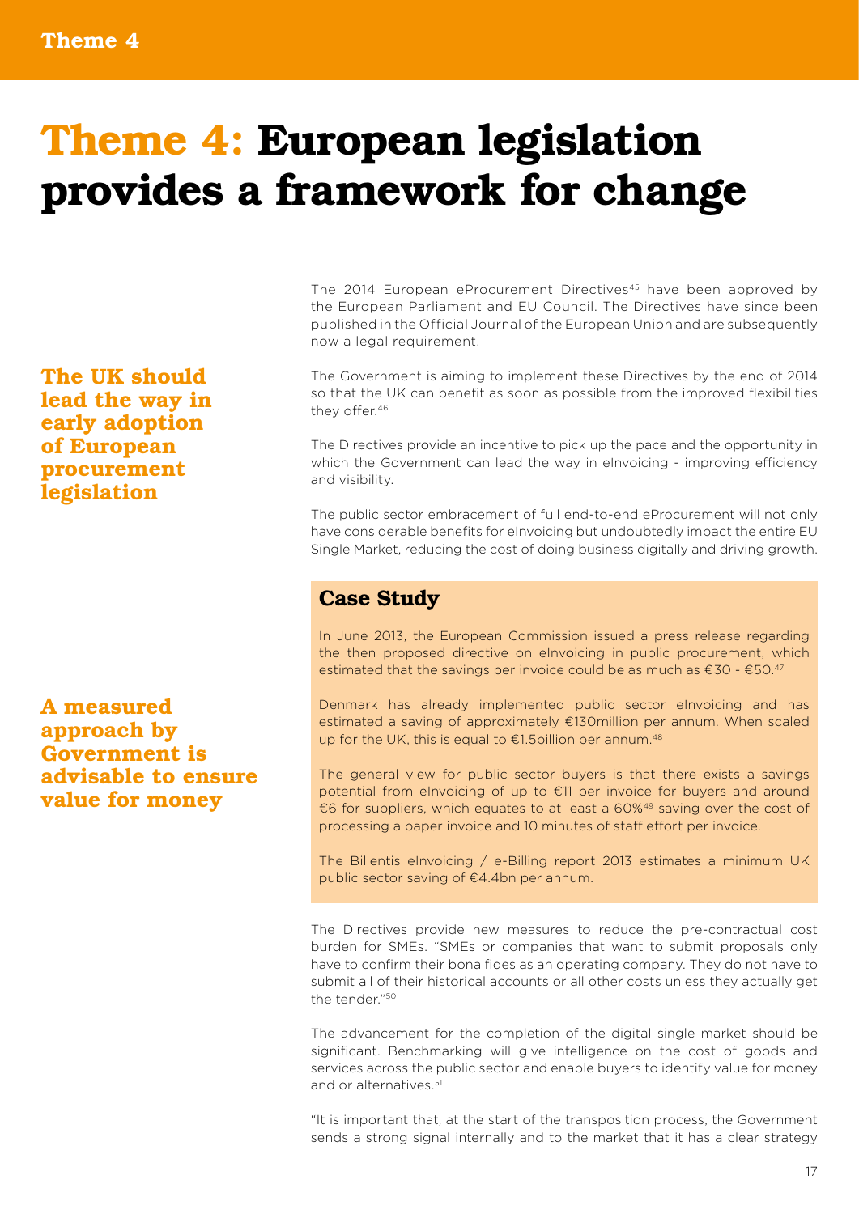# Theme 4: European legislation provides a framework for change

**The UK should lead the way in early adoption of European procurement legislation**

The 2014 European eProcurement Directives[45] have been approved by the European Parliament and EU Council. The Directives have since been published in the Official Journal of the European Union and are subsequently now a legal requirement.

The Government is aiming to implement these Directives by the end of 2014 so that the UK can benefit as soon as possible from the improved flexibilities they offer.[46]

The Directives provide an incentive to pick up the pace and the opportunity in which the Government can lead the way in eInvoicing - improving efficiency and visibility.

The public sector embracement of full end-to-end eProcurement will not only have considerable benefits for eInvoicing but undoubtedly impact the entire EU Single Market, reducing the cost of doing business digitally and driving growth.

## Case Study

In June 2013, the European Commission issued a press release regarding the then proposed directive on eInvoicing in public procurement, which estimated that the savings per invoice could be as much as €30 - €50.[47]

Denmark has already implemented public sector eInvoicing and has estimated a saving of approximately €130million per annum. When scaled up for the UK, this is equal to €1.5billion per annum.[48]

The general view for public sector buyers is that there exists a savings potential from eInvoicing of up to €11 per invoice for buyers and around €6 for suppliers, which equates to at least a 60%[49] saving over the cost of processing a paper invoice and 10 minutes of staff effort per invoice.

The Billentis eInvoicing / e-Billing report 2013 estimates a minimum UK public sector saving of €4.4bn per annum.

**A measured approach by Government is advisable to ensure value for money**

The Directives provide new measures to reduce the pre-contractual cost burden for SMEs. "SMEs or companies that want to submit proposals only have to confirm their bona fides as an operating company. They do not have to submit all of their historical accounts or all other costs unless they actually get the tender."[50]

The advancement for the completion of the digital single market should be significant. Benchmarking will give intelligence on the cost of goods and services across the public sector and enable buyers to identify value for money and or alternatives.[51]

"It is important that, at the start of the transposition process, the Government sends a strong signal internally and to the market that it has a clear strategy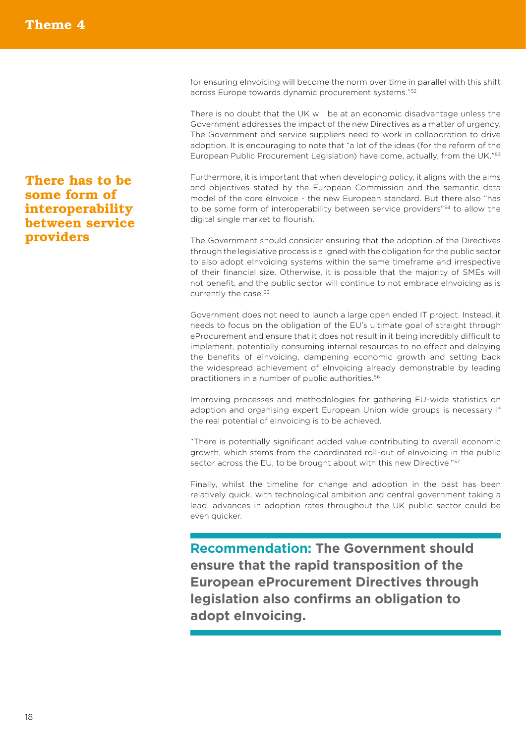for ensuring eInvoicing will become the norm over time in parallel with this shift across Europe towards dynamic procurement systems."[52]

There is no doubt that the UK will be at an economic disadvantage unless the Government addresses the impact of the new Directives as a matter of urgency. The Government and service suppliers need to work in collaboration to drive adoption. It is encouraging to note that "a lot of the ideas (for the reform of the European Public Procurement Legislation) have come, actually, from the UK."[53]

**There has to be some form of interoperability between service providers**

Furthermore, it is important that when developing policy, it aligns with the aims and objectives stated by the European Commission and the semantic data model of the core eInvoice - the new European standard. But there also "has to be some form of interoperability between service providers"[54] to allow the digital single market to flourish.

The Government should consider ensuring that the adoption of the Directives through the legislative process is aligned with the obligation for the public sector to also adopt eInvoicing systems within the same timeframe and irrespective of their financial size. Otherwise, it is possible that the majority of SMEs will not benefit, and the public sector will continue to not embrace eInvoicing as is currently the case.[55]

Government does not need to launch a large open ended IT project. Instead, it needs to focus on the obligation of the EU's ultimate goal of straight through eProcurement and ensure that it does not result in it being incredibly difficult to implement, potentially consuming internal resources to no effect and delaying the benefits of eInvoicing, dampening economic growth and setting back the widespread achievement of eInvoicing already demonstrable by leading practitioners in a number of public authorities.[56]

Improving processes and methodologies for gathering EU-wide statistics on adoption and organising expert European Union wide groups is necessary if the real potential of eInvoicing is to be achieved.

"There is potentially significant added value contributing to overall economic growth, which stems from the coordinated roll-out of eInvoicing in the public sector across the EU, to be brought about with this new Directive."[57]

Finally, whilst the timeline for change and adoption in the past has been relatively quick, with technological ambition and central government taking a lead, advances in adoption rates throughout the UK public sector could be even quicker.

**Recommendation: The Government should ensure that the rapid transposition of the European eProcurement Directives through legislation also confirms an obligation to adopt eInvoicing.**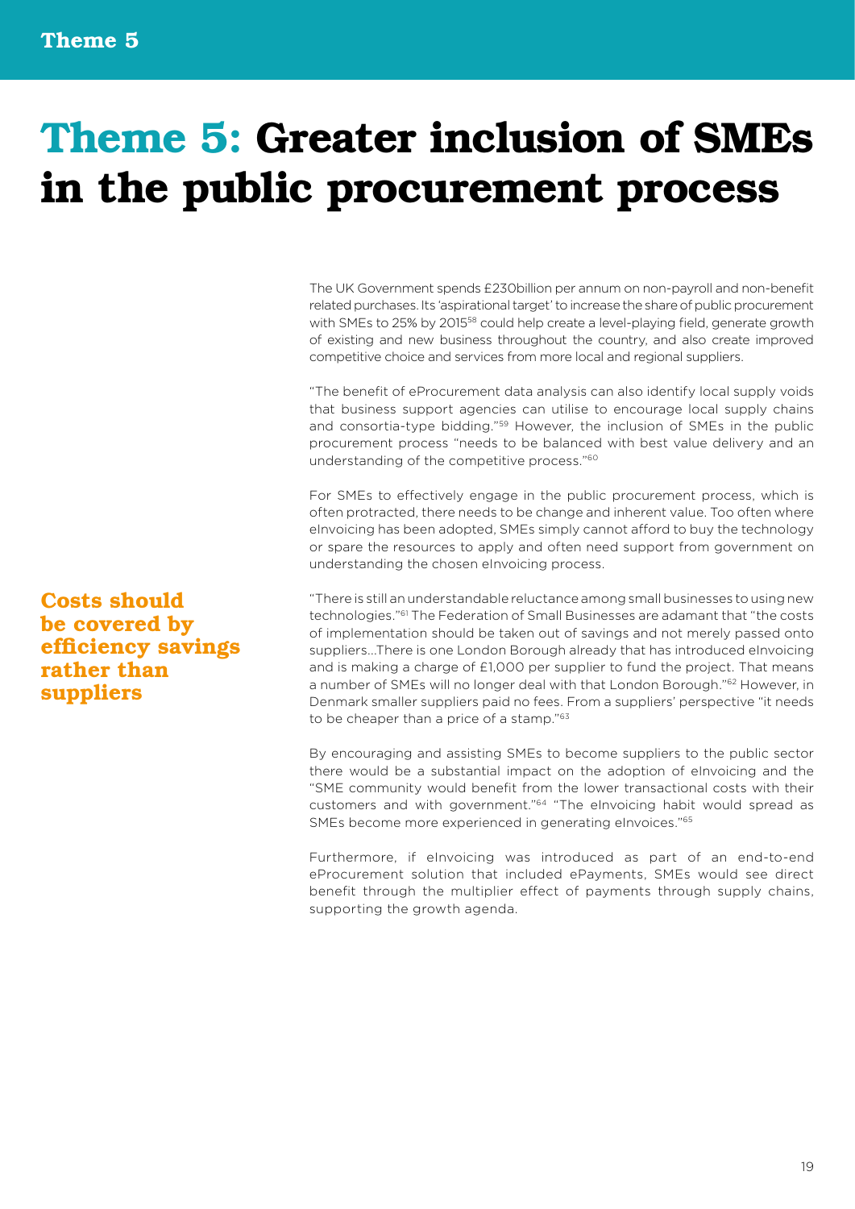# Theme 5: Greater inclusion of SMEs in the public procurement process

The UK Government spends £230billion per annum on non-payroll and non-benefit related purchases. Its 'aspirational target' to increase the share of public procurement with SMEs to 25% by 2015[58] could help create a level-playing field, generate growth of existing and new business throughout the country, and also create improved competitive choice and services from more local and regional suppliers.

"The benefit of eProcurement data analysis can also identify local supply voids that business support agencies can utilise to encourage local supply chains and consortia-type bidding."[59] However, the inclusion of SMEs in the public procurement process "needs to be balanced with best value delivery and an understanding of the competitive process."[60]

For SMEs to effectively engage in the public procurement process, which is often protracted, there needs to be change and inherent value. Too often where eInvoicing has been adopted, SMEs simply cannot afford to buy the technology or spare the resources to apply and often need support from government on understanding the chosen eInvoicing process.

**Costs should be covered by efficiency savings rather than suppliers**

"There is still an understandable reluctance among small businesses to using new technologies."[61] The Federation of Small Businesses are adamant that "the costs of implementation should be taken out of savings and not merely passed onto suppliers...There is one London Borough already that has introduced eInvoicing and is making a charge of £1,000 per supplier to fund the project. That means a number of SMEs will no longer deal with that London Borough."[62] However, in Denmark smaller suppliers paid no fees. From a suppliers' perspective "it needs to be cheaper than a price of a stamp."[63]

By encouraging and assisting SMEs to become suppliers to the public sector there would be a substantial impact on the adoption of eInvoicing and the "SME community would benefit from the lower transactional costs with their customers and with government."[64] "The eInvoicing habit would spread as SMEs become more experienced in generating eInvoices."[65]

Furthermore, if eInvoicing was introduced as part of an end-to-end eProcurement solution that included ePayments, SMEs would see direct benefit through the multiplier effect of payments through supply chains, supporting the growth agenda.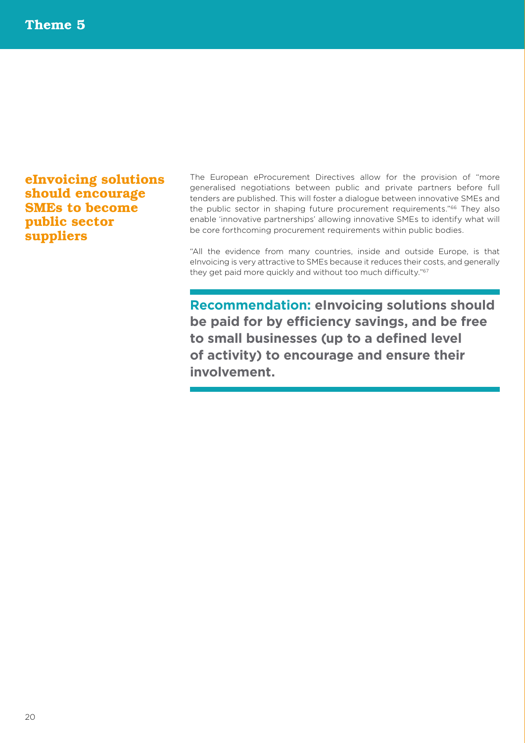# Theme 5

## eInvoicing solutions should encourage SMEs to become public sector suppliers

The European eProcurement Directives allow for the provision of "more generalised negotiations between public and private partners before full tenders are published. This will foster a dialogue between innovative SMEs and the public sector in shaping future procurement requirements."[66] They also enable 'innovative partnerships' allowing innovative SMEs to identify what will be core forthcoming procurement requirements within public bodies.

"All the evidence from many countries, inside and outside Europe, is that eInvoicing is very attractive to SMEs because it reduces their costs, and generally they get paid more quickly and without too much difficulty."[67]

**Recommendation: eInvoicing solutions should be paid for by efficiency savings, and be free to small businesses (up to a defined level of activity) to encourage and ensure their involvement.**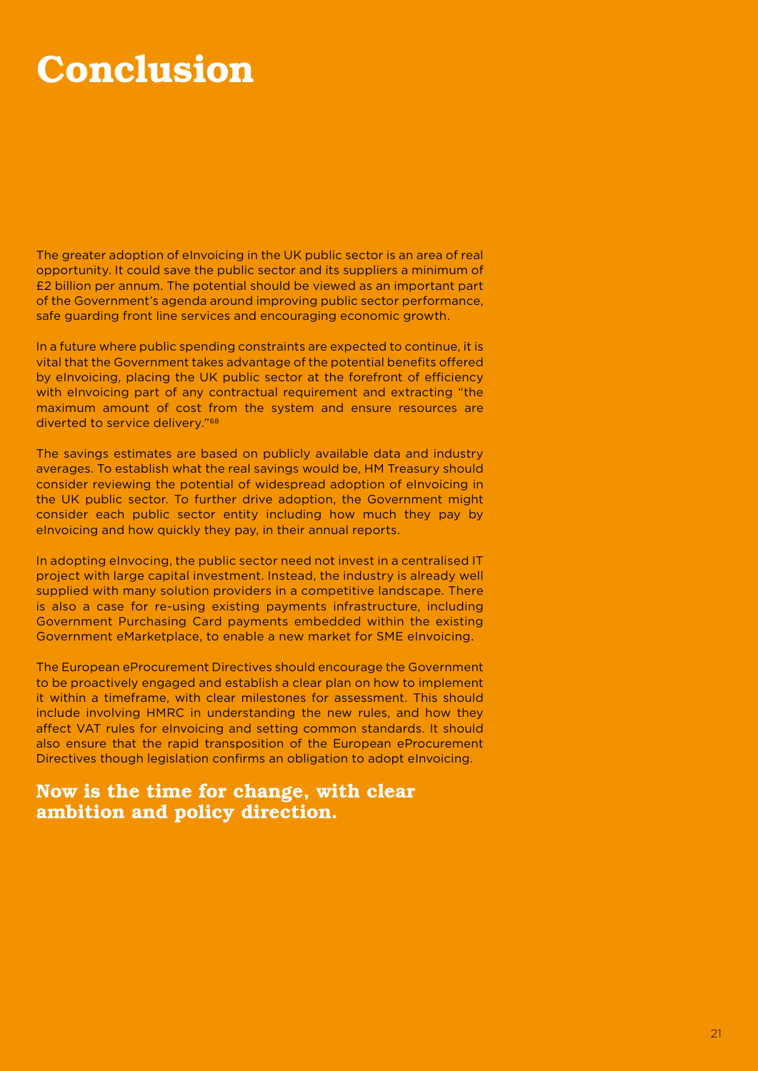# Conclusion

The greater adoption of eInvoicing in the UK public sector is an area of real opportunity. It could save the public sector and its suppliers a minimum of £2 billion per annum. The potential should be viewed as an important part of the Government's agenda around improving public sector performance, safe guarding front line services and encouraging economic growth.

In a future where public spending constraints are expected to continue, it is vital that the Government takes advantage of the potential benefits offered by eInvoicing, placing the UK public sector at the forefront of efficiency with eInvoicing part of any contractual requirement and extracting "the maximum amount of cost from the system and ensure resources are diverted to service delivery."[68]

The savings estimates are based on publicly available data and industry averages. To establish what the real savings would be, HM Treasury should consider reviewing the potential of widespread adoption of eInvoicing in the UK public sector. To further drive adoption, the Government might consider each public sector entity including how much they pay by eInvoicing and how quickly they pay, in their annual reports.

In adopting eInvocing, the public sector need not invest in a centralised IT project with large capital investment. Instead, the industry is already well supplied with many solution providers in a competitive landscape. There is also a case for re-using existing payments infrastructure, including Government Purchasing Card payments embedded within the existing Government eMarketplace, to enable a new market for SME eInvoicing.

The European eProcurement Directives should encourage the Government to be proactively engaged and establish a clear plan on how to implement it within a timeframe, with clear milestones for assessment. This should include involving HMRC in understanding the new rules, and how they affect VAT rules for eInvoicing and setting common standards. It should also ensure that the rapid transposition of the European eProcurement Directives though legislation confirms an obligation to adopt eInvoicing.

**Now is the time for change, with clear ambition and policy direction.**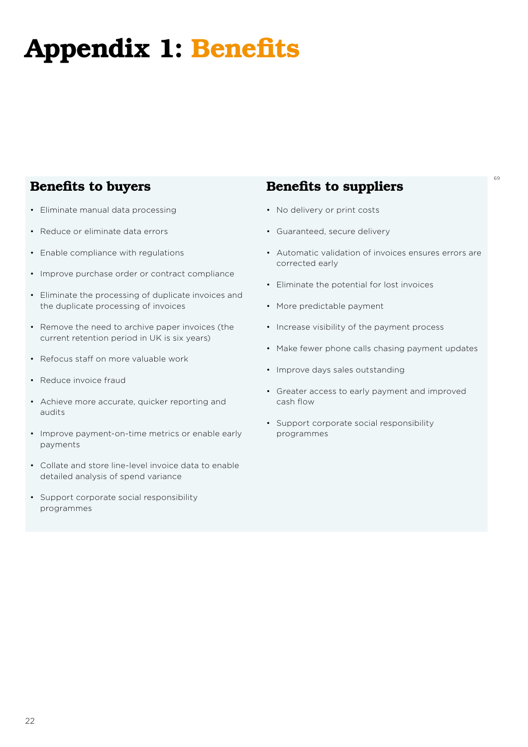# Appendix 1: Benefits

## Benefits to buyers

- Eliminate manual data processing
- Reduce or eliminate data errors
- Enable compliance with regulations
- Improve purchase order or contract compliance
- Eliminate the processing of duplicate invoices and the duplicate processing of invoices
- Remove the need to archive paper invoices (the current retention period in UK is six years)
- Refocus staff on more valuable work
- Reduce invoice fraud
- Achieve more accurate, quicker reporting and audits
- Improve payment-on-time metrics or enable early payments
- Collate and store line-level invoice data to enable detailed analysis of spend variance
- Support corporate social responsibility programmes

## Benefits to suppliers

- No delivery or print costs
- Guaranteed, secure delivery
- Automatic validation of invoices ensures errors are corrected early
- Eliminate the potential for lost invoices
- More predictable payment
- Increase visibility of the payment process
- Make fewer phone calls chasing payment updates
- Improve days sales outstanding
- Greater access to early payment and improved cash flow
- Support corporate social responsibility programmes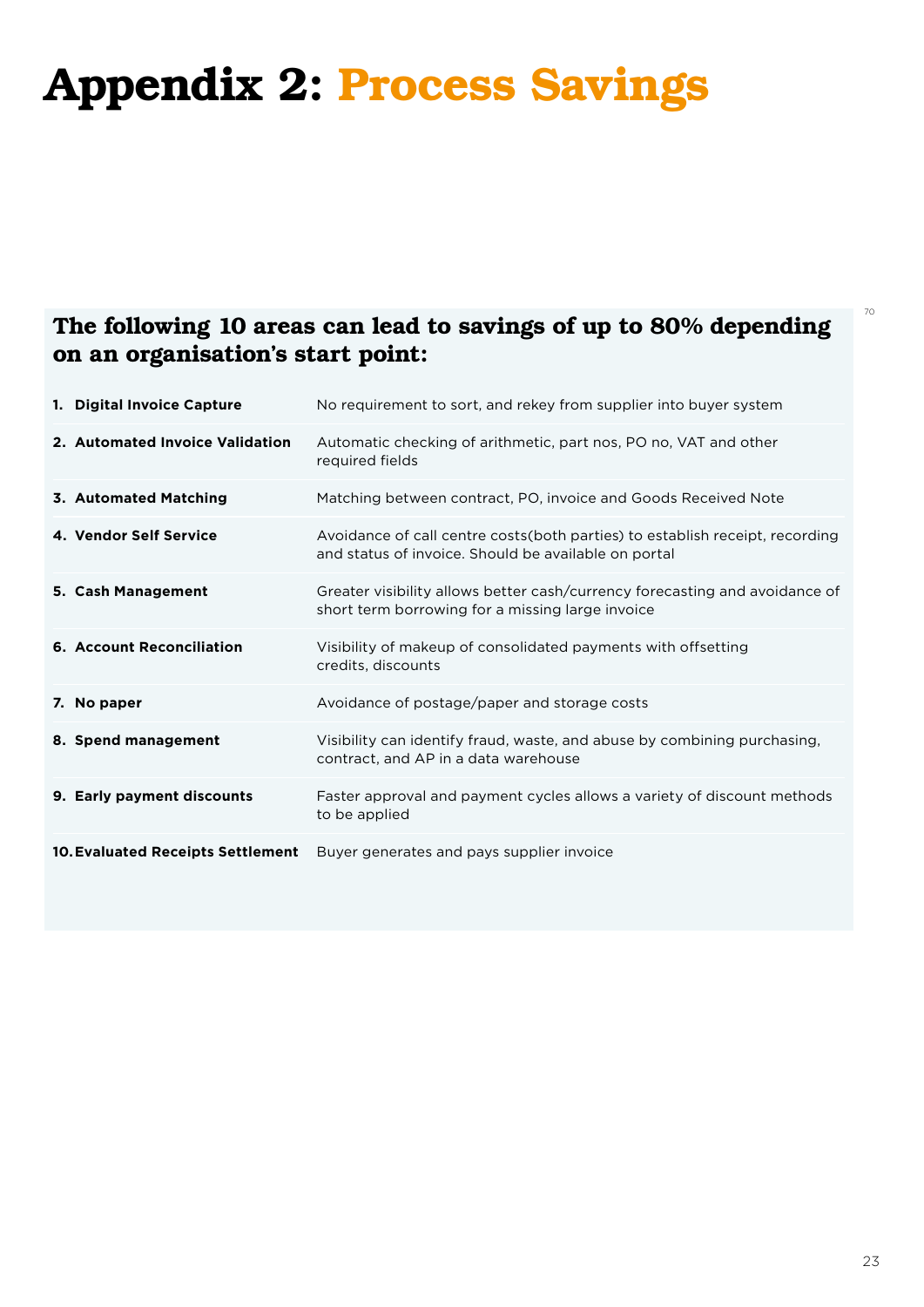# Appendix 2: Process Savings

### The following 10 areas can lead to savings of up to 80% depending on an organisation's start point:

| | |
|---|---|
| **1. Digital Invoice Capture** | No requirement to sort, and rekey from supplier into buyer system |
| **2. Automated Invoice Validation** | Automatic checking of arithmetic, part nos, PO no, VAT and other required fields |
| **3. Automated Matching** | Matching between contract, PO, invoice and Goods Received Note |
| **4. Vendor Self Service** | Avoidance of call centre costs(both parties) to establish receipt, recording and status of invoice. Should be available on portal |
| **5. Cash Management** | Greater visibility allows better cash/currency forecasting and avoidance of short term borrowing for a missing large invoice |
| **6. Account Reconciliation** | Visibility of makeup of consolidated payments with offsetting credits, discounts |
| **7. No paper** | Avoidance of postage/paper and storage costs |
| **8. Spend management** | Visibility can identify fraud, waste, and abuse by combining purchasing, contract, and AP in a data warehouse |
| **9. Early payment discounts** | Faster approval and payment cycles allows a variety of discount methods to be applied |
| **10. Evaluated Receipts Settlement** | Buyer generates and pays supplier invoice |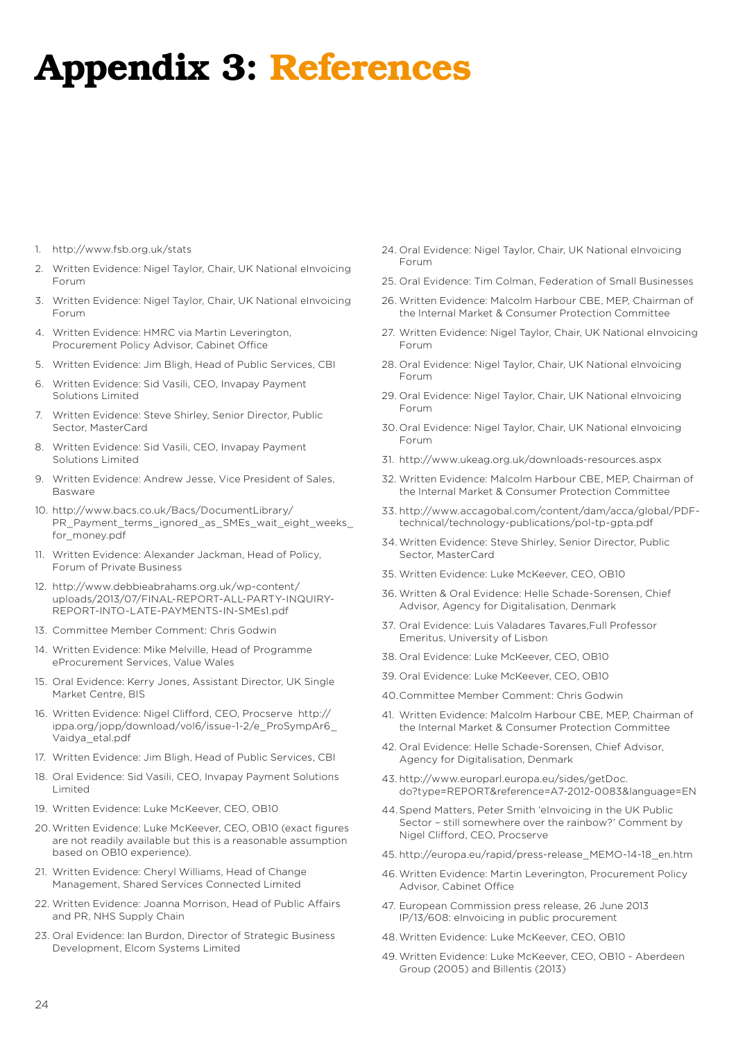# Appendix 3: References

1. http://www.fsb.org.uk/stats
2. Written Evidence: Nigel Taylor, Chair, UK National eInvoicing Forum
3. Written Evidence: Nigel Taylor, Chair, UK National eInvoicing Forum
4. Written Evidence: HMRC via Martin Leverington, Procurement Policy Advisor, Cabinet Office
5. Written Evidence: Jim Bligh, Head of Public Services, CBI
6. Written Evidence: Sid Vasili, CEO, Invapay Payment Solutions Limited
7. Written Evidence: Steve Shirley, Senior Director, Public Sector, MasterCard
8. Written Evidence: Sid Vasili, CEO, Invapay Payment Solutions Limited
9. Written Evidence: Andrew Jesse, Vice President of Sales, Basware
10. http://www.bacs.co.uk/Bacs/DocumentLibrary/PR_Payment_terms_ignored_as_SMEs_wait_eight_weeks_for_money.pdf
11. Written Evidence: Alexander Jackman, Head of Policy, Forum of Private Business
12. http://www.debbieabrahams.org.uk/wp-content/uploads/2013/07/FINAL-REPORT-ALL-PARTY-INQUIRY-REPORT-INTO-LATE-PAYMENTS-IN-SMEs1.pdf
13. Committee Member Comment: Chris Godwin
14. Written Evidence: Mike Melville, Head of Programme eProcurement Services, Value Wales
15. Oral Evidence: Kerry Jones, Assistant Director, UK Single Market Centre, BIS
16. Written Evidence: Nigel Clifford, CEO, Procserve http://ippa.org/jopp/download/vol6/issue-1-2/e_ProSympAr6_Vaidya_etal.pdf
17. Written Evidence: Jim Bligh, Head of Public Services, CBI
18. Oral Evidence: Sid Vasili, CEO, Invapay Payment Solutions Limited
19. Written Evidence: Luke McKeever, CEO, OB10
20. Written Evidence: Luke McKeever, CEO, OB10 (exact figures are not readily available but this is a reasonable assumption based on OB10 experience).
21. Written Evidence: Cheryl Williams, Head of Change Management, Shared Services Connected Limited
22. Written Evidence: Joanna Morrison, Head of Public Affairs and PR, NHS Supply Chain
23. Oral Evidence: Ian Burdon, Director of Strategic Business Development, Elcom Systems Limited
24. Oral Evidence: Nigel Taylor, Chair, UK National eInvoicing Forum
25. Oral Evidence: Tim Colman, Federation of Small Businesses
26. Written Evidence: Malcolm Harbour CBE, MEP, Chairman of the Internal Market & Consumer Protection Committee
27. Written Evidence: Nigel Taylor, Chair, UK National eInvoicing Forum
28. Oral Evidence: Nigel Taylor, Chair, UK National eInvoicing Forum
29. Oral Evidence: Nigel Taylor, Chair, UK National eInvoicing Forum
30. Oral Evidence: Nigel Taylor, Chair, UK National eInvoicing Forum
31. http://www.ukeag.org.uk/downloads-resources.aspx
32. Written Evidence: Malcolm Harbour CBE, MEP, Chairman of the Internal Market & Consumer Protection Committee
33. http://www.accagobal.com/content/dam/acca/global/PDF-technical/technology-publications/pol-tp-gpta.pdf
34. Written Evidence: Steve Shirley, Senior Director, Public Sector, MasterCard
35. Written Evidence: Luke McKeever, CEO, OB10
36. Written & Oral Evidence: Helle Schade-Sorensen, Chief Advisor, Agency for Digitalisation, Denmark
37. Oral Evidence: Luis Valadares Tavares,Full Professor Emeritus, University of Lisbon
38. Oral Evidence: Luke McKeever, CEO, OB10
39. Oral Evidence: Luke McKeever, CEO, OB10
40. Committee Member Comment: Chris Godwin
41. Written Evidence: Malcolm Harbour CBE, MEP, Chairman of the Internal Market & Consumer Protection Committee
42. Oral Evidence: Helle Schade-Sorensen, Chief Advisor, Agency for Digitalisation, Denmark
43. http://www.europarl.europa.eu/sides/getDoc.do?type=REPORT&reference=A7-2012-0083&language=EN
44. Spend Matters, Peter Smith 'eInvoicing in the UK Public Sector – still somewhere over the rainbow?' Comment by Nigel Clifford, CEO, Procserve
45. http://europa.eu/rapid/press-release_MEMO-14-18_en.htm
46. Written Evidence: Martin Leverington, Procurement Policy Advisor, Cabinet Office
47. European Commission press release, 26 June 2013 IP/13/608: eInvoicing in public procurement
48. Written Evidence: Luke McKeever, CEO, OB10
49. Written Evidence: Luke McKeever, CEO, OB10 - Aberdeen Group (2005) and Billentis (2013)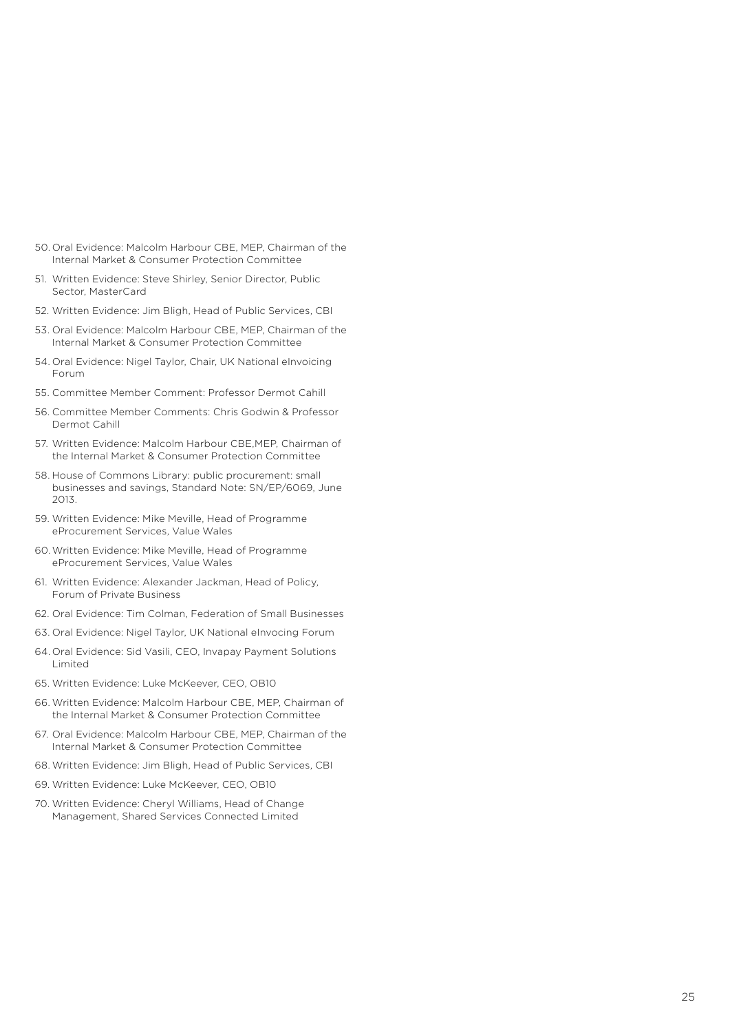50. Oral Evidence: Malcolm Harbour CBE, MEP, Chairman of the Internal Market & Consumer Protection Committee
51. Written Evidence: Steve Shirley, Senior Director, Public Sector, MasterCard
52. Written Evidence: Jim Bligh, Head of Public Services, CBI
53. Oral Evidence: Malcolm Harbour CBE, MEP, Chairman of the Internal Market & Consumer Protection Committee
54. Oral Evidence: Nigel Taylor, Chair, UK National eInvoicing Forum
55. Committee Member Comment: Professor Dermot Cahill
56. Committee Member Comments: Chris Godwin & Professor Dermot Cahill
57. Written Evidence: Malcolm Harbour CBE,MEP, Chairman of the Internal Market & Consumer Protection Committee
58. House of Commons Library: public procurement: small businesses and savings, Standard Note: SN/EP/6069, June 2013.
59. Written Evidence: Mike Meville, Head of Programme eProcurement Services, Value Wales
60. Written Evidence: Mike Meville, Head of Programme eProcurement Services, Value Wales
61. Written Evidence: Alexander Jackman, Head of Policy, Forum of Private Business
62. Oral Evidence: Tim Colman, Federation of Small Businesses
63. Oral Evidence: Nigel Taylor, UK National eInvocing Forum
64. Oral Evidence: Sid Vasili, CEO, Invapay Payment Solutions Limited
65. Written Evidence: Luke McKeever, CEO, OB10
66. Written Evidence: Malcolm Harbour CBE, MEP, Chairman of the Internal Market & Consumer Protection Committee
67. Oral Evidence: Malcolm Harbour CBE, MEP, Chairman of the Internal Market & Consumer Protection Committee
68. Written Evidence: Jim Bligh, Head of Public Services, CBI
69. Written Evidence: Luke McKeever, CEO, OB10
70. Written Evidence: Cheryl Williams, Head of Change Management, Shared Services Connected Limited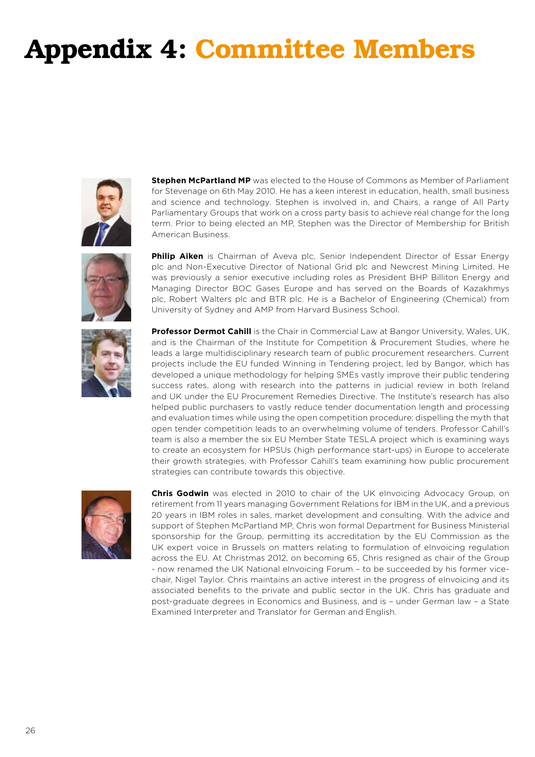# Appendix 4: Committee Members

**Stephen McPartland MP** was elected to the House of Commons as Member of Parliament for Stevenage on 6th May 2010. He has a keen interest in education, health, small business and science and technology. Stephen is involved in, and Chairs, a range of All Party Parliamentary Groups that work on a cross party basis to achieve real change for the long term. Prior to being elected an MP, Stephen was the Director of Membership for British American Business.

**Philip Aiken** is Chairman of Aveva plc, Senior Independent Director of Essar Energy plc and Non-Executive Director of National Grid plc and Newcrest Mining Limited. He was previously a senior executive including roles as President BHP Billiton Energy and Managing Director BOC Gases Europe and has served on the Boards of Kazakhmys plc, Robert Walters plc and BTR plc. He is a Bachelor of Engineering (Chemical) from University of Sydney and AMP from Harvard Business School.

**Professor Dermot Cahill** is the Chair in Commercial Law at Bangor University, Wales, UK, and is the Chairman of the Institute for Competition & Procurement Studies, where he leads a large multidisciplinary research team of public procurement researchers. Current projects include the EU funded Winning in Tendering project, led by Bangor, which has developed a unique methodology for helping SMEs vastly improve their public tendering success rates, along with research into the patterns in judicial review in both Ireland and UK under the EU Procurement Remedies Directive. The Institute's research has also helped public purchasers to vastly reduce tender documentation length and processing and evaluation times while using the open competition procedure; dispelling the myth that open tender competition leads to an overwhelming volume of tenders. Professor Cahill's team is also a member the six EU Member State TESLA project which is examining ways to create an ecosystem for HPSUs (high performance start-ups) in Europe to accelerate their growth strategies, with Professor Cahill's team examining how public procurement strategies can contribute towards this objective.

**Chris Godwin** was elected in 2010 to chair of the UK eInvoicing Advocacy Group, on retirement from 11 years managing Government Relations for IBM in the UK, and a previous 20 years in IBM roles in sales, market development and consulting. With the advice and support of Stephen McPartland MP, Chris won formal Department for Business Ministerial sponsorship for the Group, permitting its accreditation by the EU Commission as the UK expert voice in Brussels on matters relating to formulation of eInvoicing regulation across the EU. At Christmas 2012, on becoming 65, Chris resigned as chair of the Group - now renamed the UK National eInvoicing Forum – to be succeeded by his former vice-chair, Nigel Taylor. Chris maintains an active interest in the progress of eInvoicing and its associated benefits to the private and public sector in the UK. Chris has graduate and post-graduate degrees in Economics and Business, and is – under German law – a State Examined Interpreter and Translator for German and English.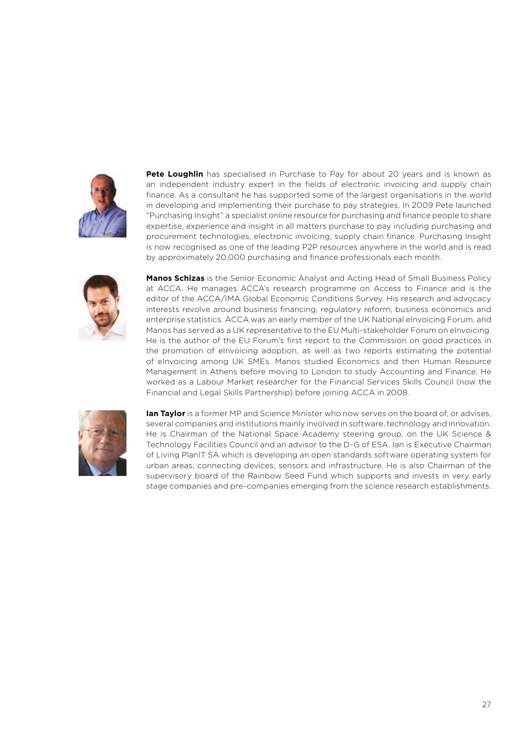**Pete Loughlin** has specialised in Purchase to Pay for about 20 years and is known as an independent industry expert in the fields of electronic invoicing and supply chain finance. As a consultant he has supported some of the largest organisations in the world in developing and implementing their purchase to pay strategies. In 2009 Pete launched "Purchasing Insight" a specialist online resource for purchasing and finance people to share expertise, experience and insight in all matters purchase to pay including purchasing and procurement technologies, electronic invoicing, supply chain finance. Purchasing Insight is now recognised as one of the leading P2P resources anywhere in the world and is read by approximately 20,000 purchasing and finance professionals each month.

**Manos Schizas** is the Senior Economic Analyst and Acting Head of Small Business Policy at ACCA. He manages ACCA's research programme on Access to Finance and is the editor of the ACCA/IMA Global Economic Conditions Survey. His research and advocacy interests revolve around business financing, regulatory reform, business economics and enterprise statistics. ACCA was an early member of the UK National eInvoicing Forum, and Manos has served as a UK representative to the EU Multi-stakeholder Forum on eInvoicing. He is the author of the EU Forum's first report to the Commission on good practices in the promotion of eInvoicing adoption, as well as two reports estimating the potential of eInvoicing among UK SMEs. Manos studied Economics and then Human Resource Management in Athens before moving to London to study Accounting and Finance. He worked as a Labour Market researcher for the Financial Services Skills Council (now the Financial and Legal Skills Partnership) before joining ACCA in 2008.

**Ian Taylor** is a former MP and Science Minister who now serves on the board of, or advises, several companies and institutions mainly involved in software, technology and innovation. He is Chairman of the National Space Academy steering group, on the UK Science & Technology Facilities Council and an advisor to the D-G of ESA. Ian is Executive Chairman of Living PlanIT SA which is developing an open standards software operating system for urban areas, connecting devices, sensors and infrastructure. He is also Chairman of the supervisory board of the Rainbow Seed Fund which supports and invests in very early stage companies and pre-companies emerging from the science research establishments.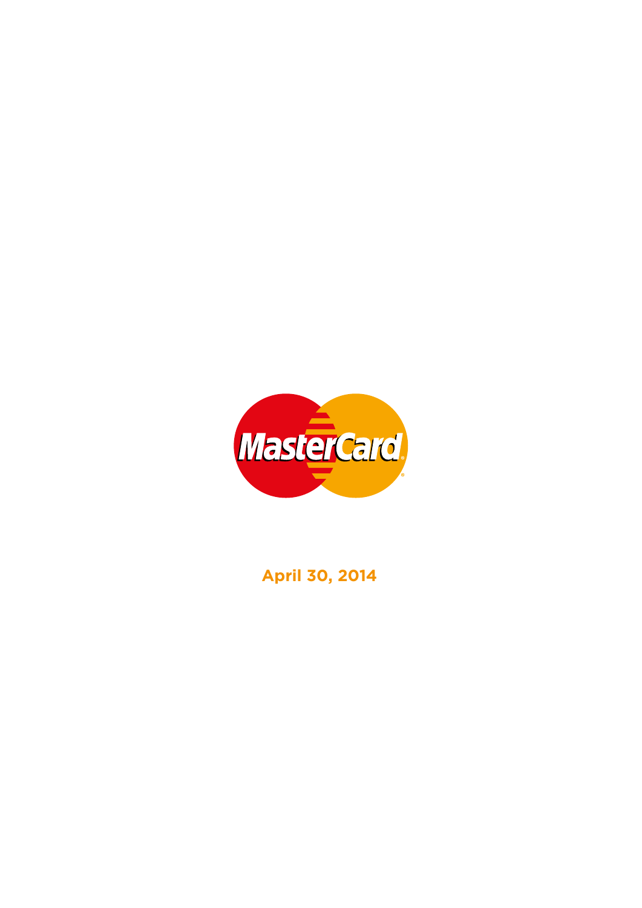MasterCard

April 30, 2014